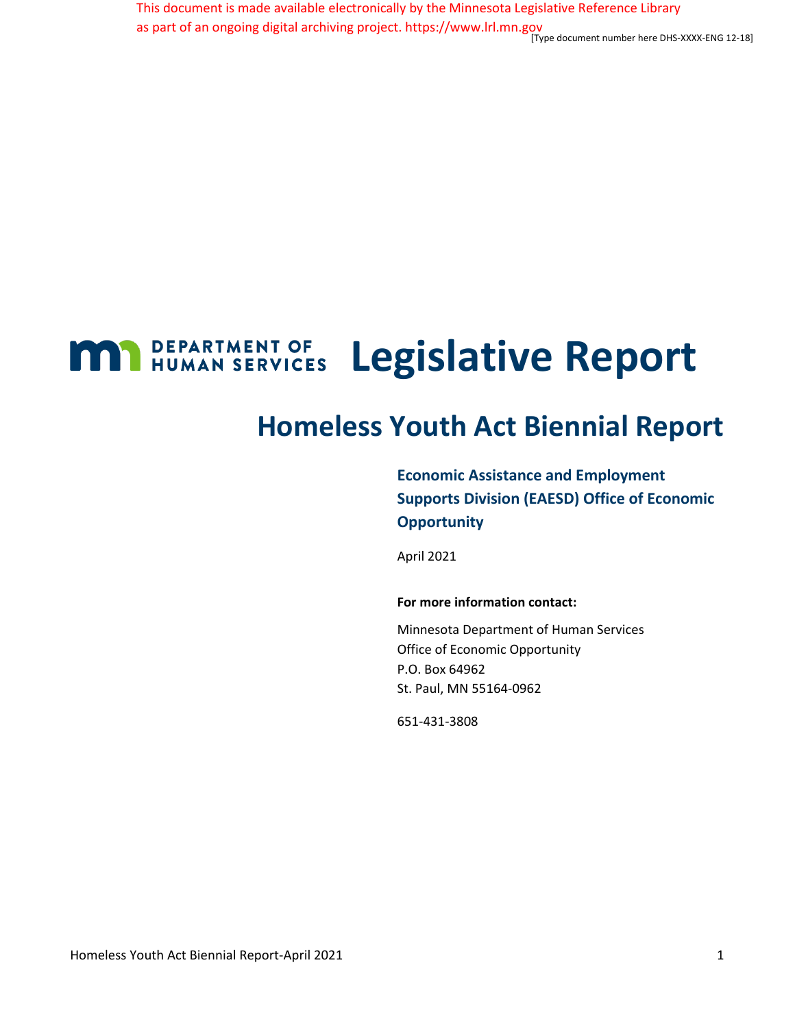This document is made available electronically by the Minnesota Legislative Reference Library as part of an ongoing digital archiving project. https://www.lrl.mn.gov

[Type document number here DHS-XXXX-ENG 12-18]

DEPARTMENT OF HUMAN SERVICES

# Legislative Report

## Homeless Youth Act Biennial Report

### Economic Assistance and Employment Supports Division (EAESD) Office of Economic Opportunity

April 2021

**For more information contact:**

Minnesota Department of Human Services
Office of Economic Opportunity
P.O. Box 64962
St. Paul, MN 55164-0962

651-431-3808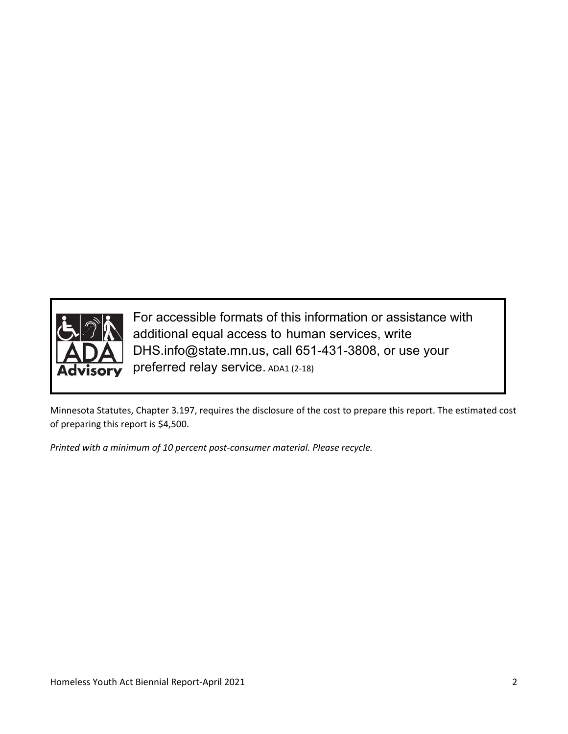For accessible formats of this information or assistance with additional equal access to human services, write DHS.info@state.mn.us, call 651-431-3808, or use your preferred relay service. ADA1 (2-18)

Minnesota Statutes, Chapter 3.197, requires the disclosure of the cost to prepare this report. The estimated cost of preparing this report is $4,500.

*Printed with a minimum of 10 percent post-consumer material. Please recycle.*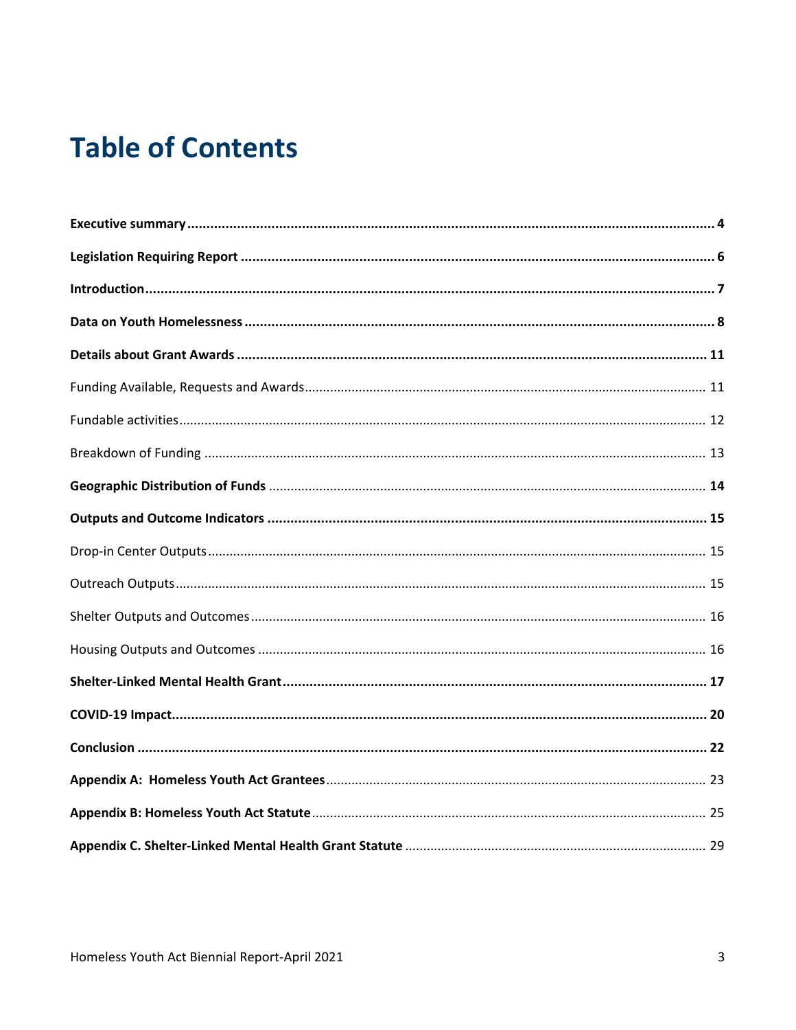# Table of Contents

**Executive summary** ........................................................ **4**

**Legislation Requiring Report** ........................................................ **6**

**Introduction** ........................................................ **7**

**Data on Youth Homelessness** ........................................................ **8**

**Details about Grant Awards** ........................................................ **11**

Funding Available, Requests and Awards ........................................................ 11

Fundable activities ........................................................ 12

Breakdown of Funding ........................................................ 13

**Geographic Distribution of Funds** ........................................................ **14**

**Outputs and Outcome Indicators** ........................................................ **15**

Drop-in Center Outputs ........................................................ 15

Outreach Outputs ........................................................ 15

Shelter Outputs and Outcomes ........................................................ 16

Housing Outputs and Outcomes ........................................................ 16

**Shelter-Linked Mental Health Grant** ........................................................ **17**

**COVID-19 Impact** ........................................................ **20**

**Conclusion** ........................................................ **22**

**Appendix A: Homeless Youth Act Grantees** ........................................................ 23

**Appendix B: Homeless Youth Act Statute** ........................................................ 25

**Appendix C. Shelter-Linked Mental Health Grant Statute** ........................................................ 29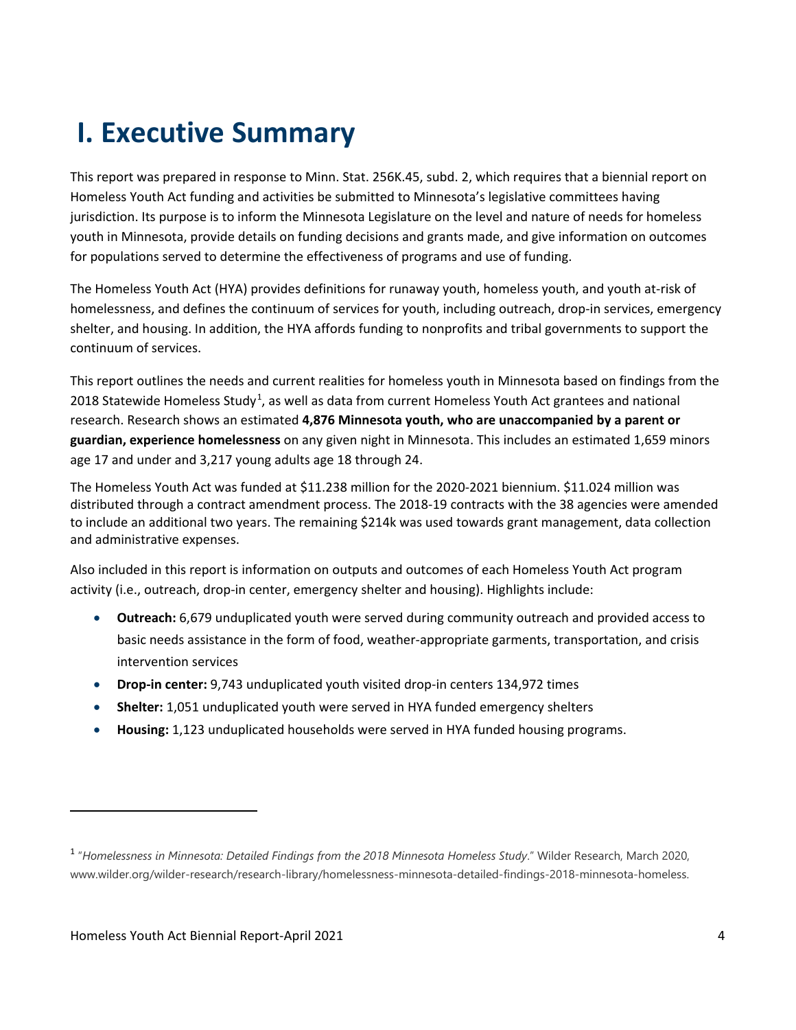# I. Executive Summary

This report was prepared in response to Minn. Stat. 256K.45, subd. 2, which requires that a biennial report on Homeless Youth Act funding and activities be submitted to Minnesota's legislative committees having jurisdiction. Its purpose is to inform the Minnesota Legislature on the level and nature of needs for homeless youth in Minnesota, provide details on funding decisions and grants made, and give information on outcomes for populations served to determine the effectiveness of programs and use of funding.

The Homeless Youth Act (HYA) provides definitions for runaway youth, homeless youth, and youth at-risk of homelessness, and defines the continuum of services for youth, including outreach, drop-in services, emergency shelter, and housing. In addition, the HYA affords funding to nonprofits and tribal governments to support the continuum of services.

This report outlines the needs and current realities for homeless youth in Minnesota based on findings from the 2018 Statewide Homeless Study[1], as well as data from current Homeless Youth Act grantees and national research. Research shows an estimated **4,876 Minnesota youth, who are unaccompanied by a parent or guardian, experience homelessness** on any given night in Minnesota. This includes an estimated 1,659 minors age 17 and under and 3,217 young adults age 18 through 24.

The Homeless Youth Act was funded at $11.238 million for the 2020-2021 biennium. $11.024 million was distributed through a contract amendment process. The 2018-19 contracts with the 38 agencies were amended to include an additional two years. The remaining $214k was used towards grant management, data collection and administrative expenses.

Also included in this report is information on outputs and outcomes of each Homeless Youth Act program activity (i.e., outreach, drop-in center, emergency shelter and housing). Highlights include:

- **Outreach:** 6,679 unduplicated youth were served during community outreach and provided access to basic needs assistance in the form of food, weather-appropriate garments, transportation, and crisis intervention services
- **Drop-in center:** 9,743 unduplicated youth visited drop-in centers 134,972 times
- **Shelter:** 1,051 unduplicated youth were served in HYA funded emergency shelters
- **Housing:** 1,123 unduplicated households were served in HYA funded housing programs.

---

[1] "*Homelessness in Minnesota: Detailed Findings from the 2018 Minnesota Homeless Study*." Wilder Research, March 2020, www.wilder.org/wilder-research/research-library/homelessness-minnesota-detailed-findings-2018-minnesota-homeless.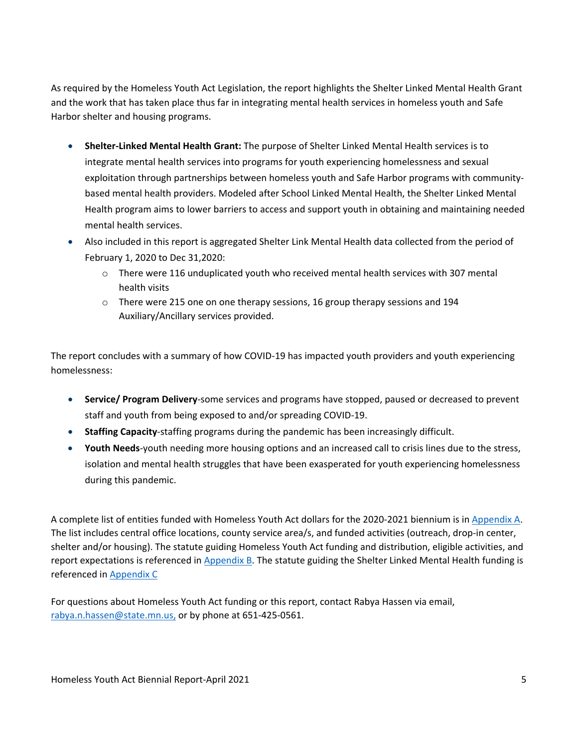As required by the Homeless Youth Act Legislation, the report highlights the Shelter Linked Mental Health Grant and the work that has taken place thus far in integrating mental health services in homeless youth and Safe Harbor shelter and housing programs.

- **Shelter-Linked Mental Health Grant:** The purpose of Shelter Linked Mental Health services is to integrate mental health services into programs for youth experiencing homelessness and sexual exploitation through partnerships between homeless youth and Safe Harbor programs with community-based mental health providers. Modeled after School Linked Mental Health, the Shelter Linked Mental Health program aims to lower barriers to access and support youth in obtaining and maintaining needed mental health services.
- Also included in this report is aggregated Shelter Link Mental Health data collected from the period of February 1, 2020 to Dec 31,2020:
  - There were 116 unduplicated youth who received mental health services with 307 mental health visits
  - There were 215 one on one therapy sessions, 16 group therapy sessions and 194 Auxiliary/Ancillary services provided.

The report concludes with a summary of how COVID-19 has impacted youth providers and youth experiencing homelessness:

- **Service/ Program Delivery**-some services and programs have stopped, paused or decreased to prevent staff and youth from being exposed to and/or spreading COVID-19.
- **Staffing Capacity**-staffing programs during the pandemic has been increasingly difficult.
- **Youth Needs**-youth needing more housing options and an increased call to crisis lines due to the stress, isolation and mental health struggles that have been exasperated for youth experiencing homelessness during this pandemic.

A complete list of entities funded with Homeless Youth Act dollars for the 2020-2021 biennium is in Appendix A. The list includes central office locations, county service area/s, and funded activities (outreach, drop-in center, shelter and/or housing). The statute guiding Homeless Youth Act funding and distribution, eligible activities, and report expectations is referenced in Appendix B. The statute guiding the Shelter Linked Mental Health funding is referenced in Appendix C

For questions about Homeless Youth Act funding or this report, contact Rabya Hassen via email, rabya.n.hassen@state.mn.us, or by phone at 651-425-0561.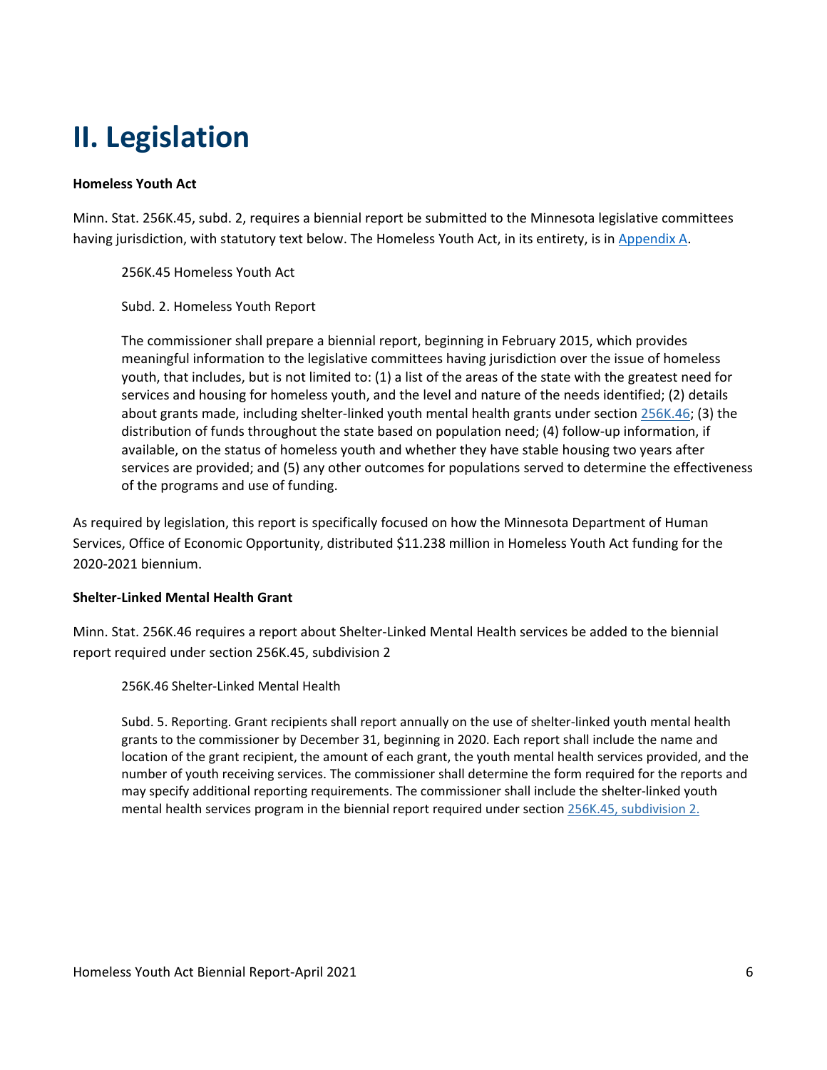# II. Legislation

**Homeless Youth Act**

Minn. Stat. 256K.45, subd. 2, requires a biennial report be submitted to the Minnesota legislative committees having jurisdiction, with statutory text below. The Homeless Youth Act, in its entirety, is in Appendix A.

> 256K.45 Homeless Youth Act
>
> Subd. 2. Homeless Youth Report
>
> The commissioner shall prepare a biennial report, beginning in February 2015, which provides meaningful information to the legislative committees having jurisdiction over the issue of homeless youth, that includes, but is not limited to: (1) a list of the areas of the state with the greatest need for services and housing for homeless youth, and the level and nature of the needs identified; (2) details about grants made, including shelter-linked youth mental health grants under section 256K.46; (3) the distribution of funds throughout the state based on population need; (4) follow-up information, if available, on the status of homeless youth and whether they have stable housing two years after services are provided; and (5) any other outcomes for populations served to determine the effectiveness of the programs and use of funding.

As required by legislation, this report is specifically focused on how the Minnesota Department of Human Services, Office of Economic Opportunity, distributed $11.238 million in Homeless Youth Act funding for the 2020-2021 biennium.

**Shelter-Linked Mental Health Grant**

Minn. Stat. 256K.46 requires a report about Shelter-Linked Mental Health services be added to the biennial report required under section 256K.45, subdivision 2

> 256K.46 Shelter-Linked Mental Health
>
> Subd. 5. Reporting. Grant recipients shall report annually on the use of shelter-linked youth mental health grants to the commissioner by December 31, beginning in 2020. Each report shall include the name and location of the grant recipient, the amount of each grant, the youth mental health services provided, and the number of youth receiving services. The commissioner shall determine the form required for the reports and may specify additional reporting requirements. The commissioner shall include the shelter-linked youth mental health services program in the biennial report required under section 256K.45, subdivision 2.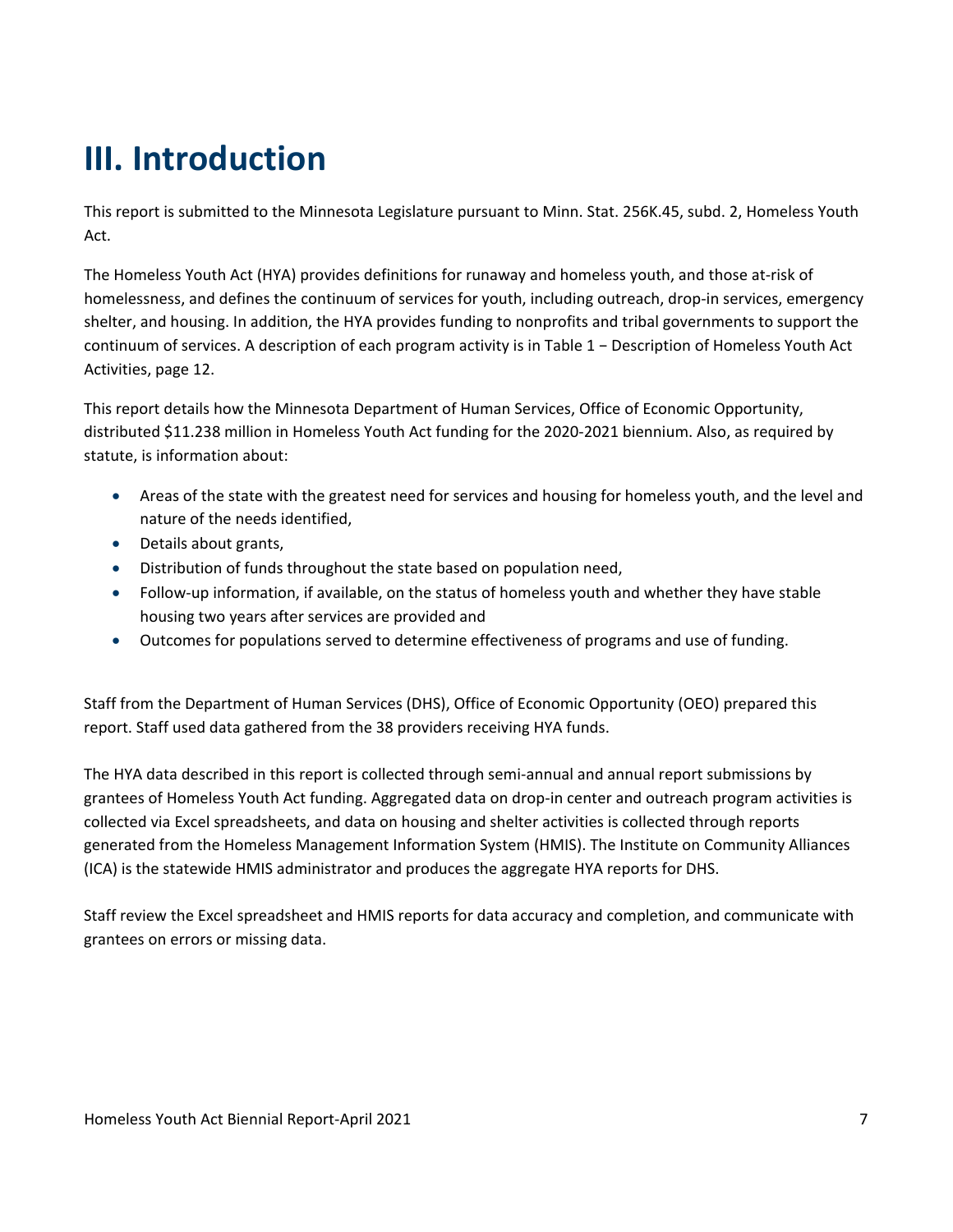# III. Introduction

This report is submitted to the Minnesota Legislature pursuant to Minn. Stat. 256K.45, subd. 2, Homeless Youth Act.

The Homeless Youth Act (HYA) provides definitions for runaway and homeless youth, and those at-risk of homelessness, and defines the continuum of services for youth, including outreach, drop-in services, emergency shelter, and housing. In addition, the HYA provides funding to nonprofits and tribal governments to support the continuum of services. A description of each program activity is in Table 1 − Description of Homeless Youth Act Activities, page 12.

This report details how the Minnesota Department of Human Services, Office of Economic Opportunity, distributed $11.238 million in Homeless Youth Act funding for the 2020-2021 biennium. Also, as required by statute, is information about:

- Areas of the state with the greatest need for services and housing for homeless youth, and the level and nature of the needs identified,
- Details about grants,
- Distribution of funds throughout the state based on population need,
- Follow-up information, if available, on the status of homeless youth and whether they have stable housing two years after services are provided and
- Outcomes for populations served to determine effectiveness of programs and use of funding.

Staff from the Department of Human Services (DHS), Office of Economic Opportunity (OEO) prepared this report. Staff used data gathered from the 38 providers receiving HYA funds.

The HYA data described in this report is collected through semi-annual and annual report submissions by grantees of Homeless Youth Act funding. Aggregated data on drop-in center and outreach program activities is collected via Excel spreadsheets, and data on housing and shelter activities is collected through reports generated from the Homeless Management Information System (HMIS). The Institute on Community Alliances (ICA) is the statewide HMIS administrator and produces the aggregate HYA reports for DHS.

Staff review the Excel spreadsheet and HMIS reports for data accuracy and completion, and communicate with grantees on errors or missing data.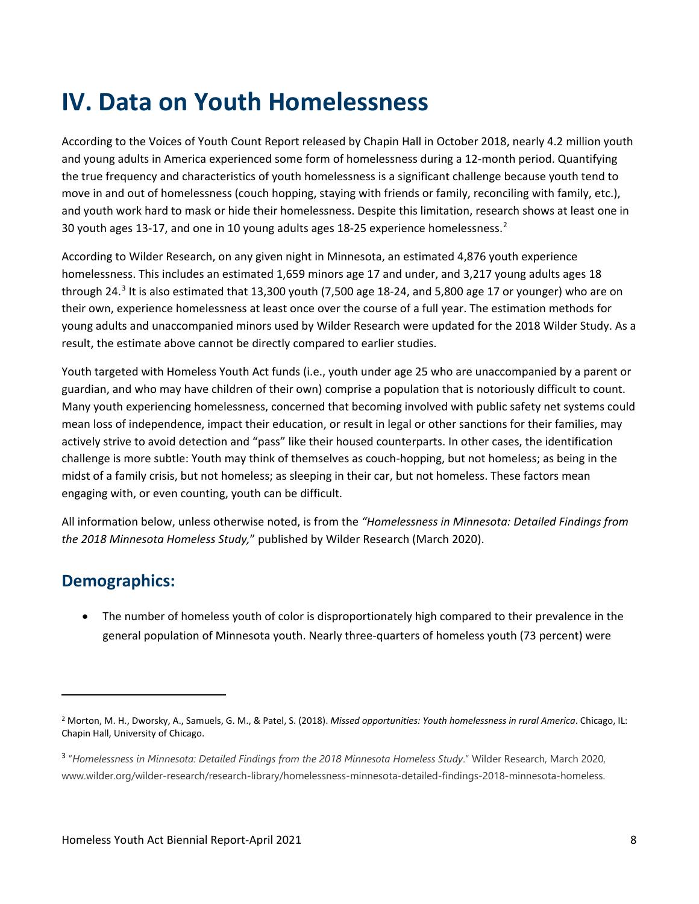# IV. Data on Youth Homelessness

According to the Voices of Youth Count Report released by Chapin Hall in October 2018, nearly 4.2 million youth and young adults in America experienced some form of homelessness during a 12-month period. Quantifying the true frequency and characteristics of youth homelessness is a significant challenge because youth tend to move in and out of homelessness (couch hopping, staying with friends or family, reconciling with family, etc.), and youth work hard to mask or hide their homelessness. Despite this limitation, research shows at least one in 30 youth ages 13-17, and one in 10 young adults ages 18-25 experience homelessness.[2]

According to Wilder Research, on any given night in Minnesota, an estimated 4,876 youth experience homelessness. This includes an estimated 1,659 minors age 17 and under, and 3,217 young adults ages 18 through 24.[3] It is also estimated that 13,300 youth (7,500 age 18-24, and 5,800 age 17 or younger) who are on their own, experience homelessness at least once over the course of a full year. The estimation methods for young adults and unaccompanied minors used by Wilder Research were updated for the 2018 Wilder Study. As a result, the estimate above cannot be directly compared to earlier studies.

Youth targeted with Homeless Youth Act funds (i.e., youth under age 25 who are unaccompanied by a parent or guardian, and who may have children of their own) comprise a population that is notoriously difficult to count. Many youth experiencing homelessness, concerned that becoming involved with public safety net systems could mean loss of independence, impact their education, or result in legal or other sanctions for their families, may actively strive to avoid detection and "pass" like their housed counterparts. In other cases, the identification challenge is more subtle: Youth may think of themselves as couch-hopping, but not homeless; as being in the midst of a family crisis, but not homeless; as sleeping in their car, but not homeless. These factors mean engaging with, or even counting, youth can be difficult.

All information below, unless otherwise noted, is from the *"Homelessness in Minnesota: Detailed Findings from the 2018 Minnesota Homeless Study,"* published by Wilder Research (March 2020).

## Demographics:

- The number of homeless youth of color is disproportionately high compared to their prevalence in the general population of Minnesota youth. Nearly three-quarters of homeless youth (73 percent) were

---

[2] Morton, M. H., Dworsky, A., Samuels, G. M., & Patel, S. (2018). *Missed opportunities: Youth homelessness in rural America*. Chicago, IL: Chapin Hall, University of Chicago.

[3] "*Homelessness in Minnesota: Detailed Findings from the 2018 Minnesota Homeless Study*." Wilder Research, March 2020, www.wilder.org/wilder-research/research-library/homelessness-minnesota-detailed-findings-2018-minnesota-homeless.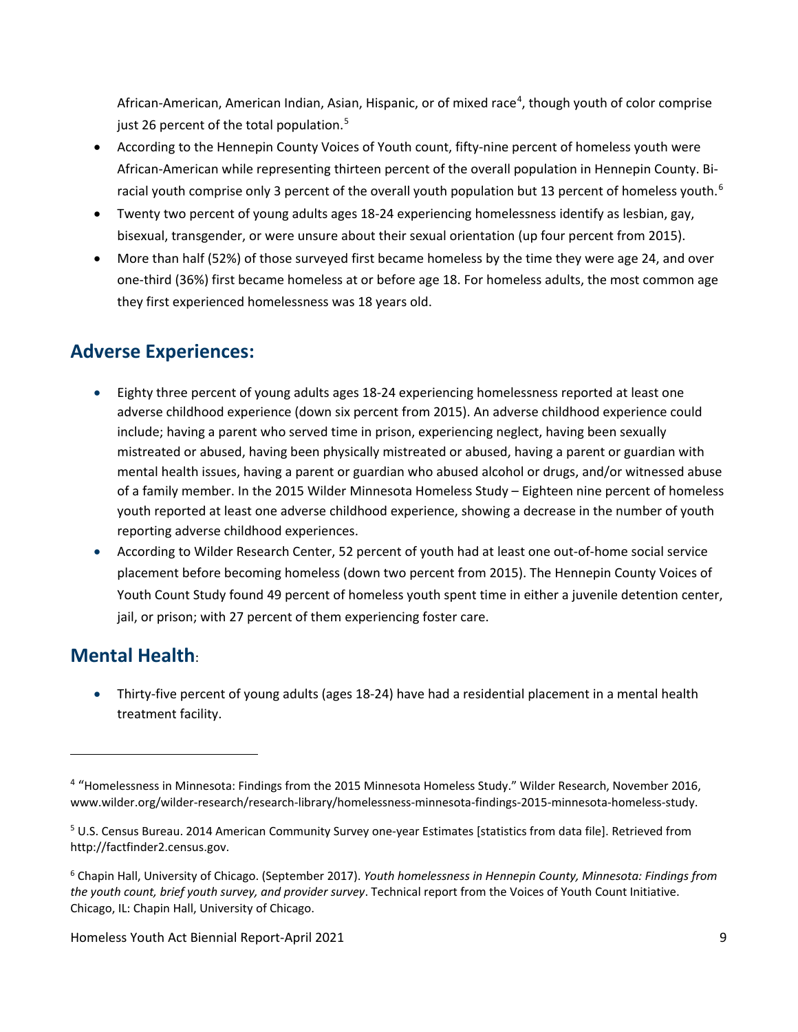African-American, American Indian, Asian, Hispanic, or of mixed race[4], though youth of color comprise just 26 percent of the total population.[5]

- According to the Hennepin County Voices of Youth count, fifty-nine percent of homeless youth were African-American while representing thirteen percent of the overall population in Hennepin County. Bi-racial youth comprise only 3 percent of the overall youth population but 13 percent of homeless youth.[6]
- Twenty two percent of young adults ages 18-24 experiencing homelessness identify as lesbian, gay, bisexual, transgender, or were unsure about their sexual orientation (up four percent from 2015).
- More than half (52%) of those surveyed first became homeless by the time they were age 24, and over one-third (36%) first became homeless at or before age 18. For homeless adults, the most common age they first experienced homelessness was 18 years old.

## Adverse Experiences:

- Eighty three percent of young adults ages 18-24 experiencing homelessness reported at least one adverse childhood experience (down six percent from 2015). An adverse childhood experience could include; having a parent who served time in prison, experiencing neglect, having been sexually mistreated or abused, having been physically mistreated or abused, having a parent or guardian with mental health issues, having a parent or guardian who abused alcohol or drugs, and/or witnessed abuse of a family member. In the 2015 Wilder Minnesota Homeless Study – Eighteen nine percent of homeless youth reported at least one adverse childhood experience, showing a decrease in the number of youth reporting adverse childhood experiences.
- According to Wilder Research Center, 52 percent of youth had at least one out-of-home social service placement before becoming homeless (down two percent from 2015). The Hennepin County Voices of Youth Count Study found 49 percent of homeless youth spent time in either a juvenile detention center, jail, or prison; with 27 percent of them experiencing foster care.

## Mental Health:

- Thirty-five percent of young adults (ages 18-24) have had a residential placement in a mental health treatment facility.

---

[4] "Homelessness in Minnesota: Findings from the 2015 Minnesota Homeless Study." Wilder Research, November 2016, www.wilder.org/wilder-research/research-library/homelessness-minnesota-findings-2015-minnesota-homeless-study.

[5] U.S. Census Bureau. 2014 American Community Survey one-year Estimates [statistics from data file]. Retrieved from http://factfinder2.census.gov.

[6] Chapin Hall, University of Chicago. (September 2017). *Youth homelessness in Hennepin County, Minnesota: Findings from the youth count, brief youth survey, and provider survey*. Technical report from the Voices of Youth Count Initiative. Chicago, IL: Chapin Hall, University of Chicago.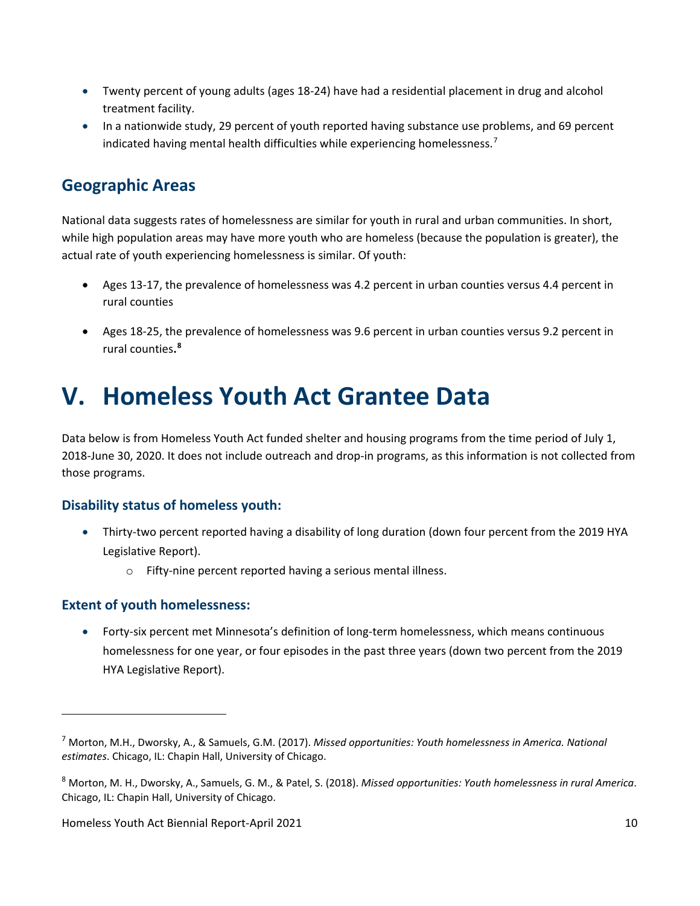- Twenty percent of young adults (ages 18-24) have had a residential placement in drug and alcohol treatment facility.
- In a nationwide study, 29 percent of youth reported having substance use problems, and 69 percent indicated having mental health difficulties while experiencing homelessness.[7]

## Geographic Areas

National data suggests rates of homelessness are similar for youth in rural and urban communities. In short, while high population areas may have more youth who are homeless (because the population is greater), the actual rate of youth experiencing homelessness is similar. Of youth:

- Ages 13-17, the prevalence of homelessness was 4.2 percent in urban counties versus 4.4 percent in rural counties

- Ages 18-25, the prevalence of homelessness was 9.6 percent in urban counties versus 9.2 percent in rural counties.[8]

# V. Homeless Youth Act Grantee Data

Data below is from Homeless Youth Act funded shelter and housing programs from the time period of July 1, 2018-June 30, 2020. It does not include outreach and drop-in programs, as this information is not collected from those programs.

### Disability status of homeless youth:

- Thirty-two percent reported having a disability of long duration (down four percent from the 2019 HYA Legislative Report).
  - Fifty-nine percent reported having a serious mental illness.

### Extent of youth homelessness:

- Forty-six percent met Minnesota's definition of long-term homelessness, which means continuous homelessness for one year, or four episodes in the past three years (down two percent from the 2019 HYA Legislative Report).

---

[7] Morton, M.H., Dworsky, A., & Samuels, G.M. (2017). *Missed opportunities: Youth homelessness in America. National estimates*. Chicago, IL: Chapin Hall, University of Chicago.

[8] Morton, M. H., Dworsky, A., Samuels, G. M., & Patel, S. (2018). *Missed opportunities: Youth homelessness in rural America*. Chicago, IL: Chapin Hall, University of Chicago.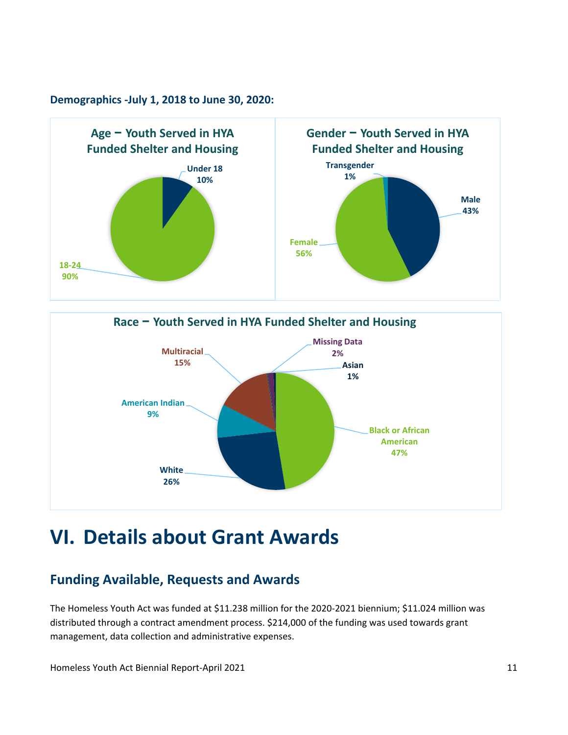**Demographics -July 1, 2018 to June 30, 2020:**

**Age – Youth Served in HYA Funded Shelter and Housing**

Under 18
10%

18-24
90%

**Gender – Youth Served in HYA Funded Shelter and Housing**

Transgender
1%

Male
43%

Female
56%

**Race – Youth Served in HYA Funded Shelter and Housing**

Multiracial
15%

Missing Data
2%

Asian
1%

American Indian
9%

Black or African American
47%

White
26%

# VI. Details about Grant Awards

## Funding Available, Requests and Awards

The Homeless Youth Act was funded at $11.238 million for the 2020-2021 biennium; $11.024 million was distributed through a contract amendment process. $214,000 of the funding was used towards grant management, data collection and administrative expenses.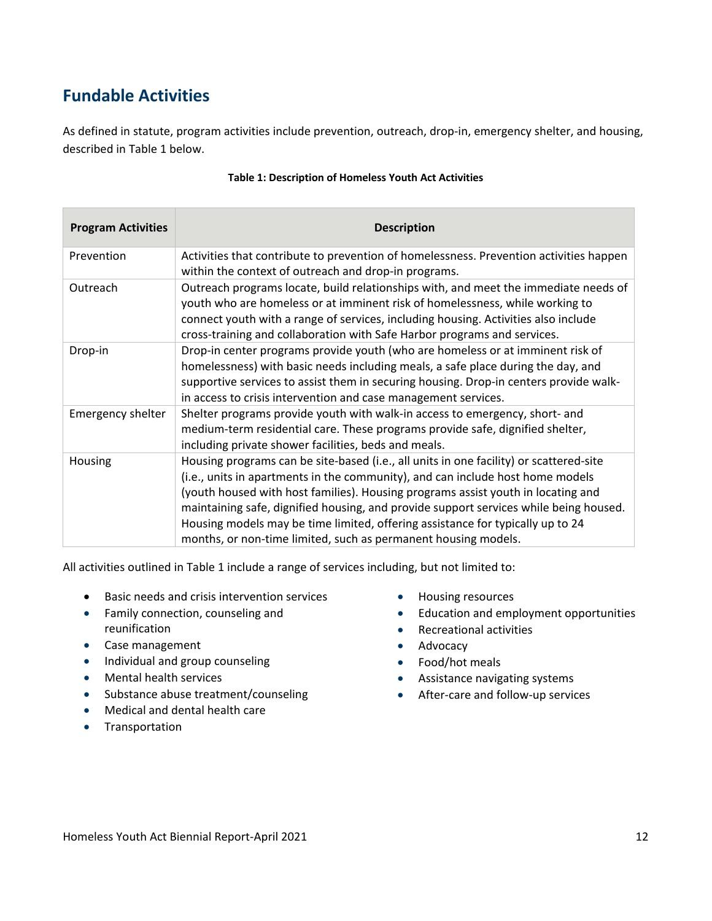## Fundable Activities

As defined in statute, program activities include prevention, outreach, drop-in, emergency shelter, and housing, described in Table 1 below.

**Table 1: Description of Homeless Youth Act Activities**

| Program Activities | Description |
|---|---|
| Prevention | Activities that contribute to prevention of homelessness. Prevention activities happen within the context of outreach and drop-in programs. |
| Outreach | Outreach programs locate, build relationships with, and meet the immediate needs of youth who are homeless or at imminent risk of homelessness, while working to connect youth with a range of services, including housing. Activities also include cross-training and collaboration with Safe Harbor programs and services. |
| Drop-in | Drop-in center programs provide youth (who are homeless or at imminent risk of homelessness) with basic needs including meals, a safe place during the day, and supportive services to assist them in securing housing. Drop-in centers provide walk-in access to crisis intervention and case management services. |
| Emergency shelter | Shelter programs provide youth with walk-in access to emergency, short- and medium-term residential care. These programs provide safe, dignified shelter, including private shower facilities, beds and meals. |
| Housing | Housing programs can be site-based (i.e., all units in one facility) or scattered-site (i.e., units in apartments in the community), and can include host home models (youth housed with host families). Housing programs assist youth in locating and maintaining safe, dignified housing, and provide support services while being housed. Housing models may be time limited, offering assistance for typically up to 24 months, or non-time limited, such as permanent housing models. |

All activities outlined in Table 1 include a range of services including, but not limited to:

- Basic needs and crisis intervention services
- Family connection, counseling and reunification
- Case management
- Individual and group counseling
- Mental health services
- Substance abuse treatment/counseling
- Medical and dental health care
- Transportation
- Housing resources
- Education and employment opportunities
- Recreational activities
- Advocacy
- Food/hot meals
- Assistance navigating systems
- After-care and follow-up services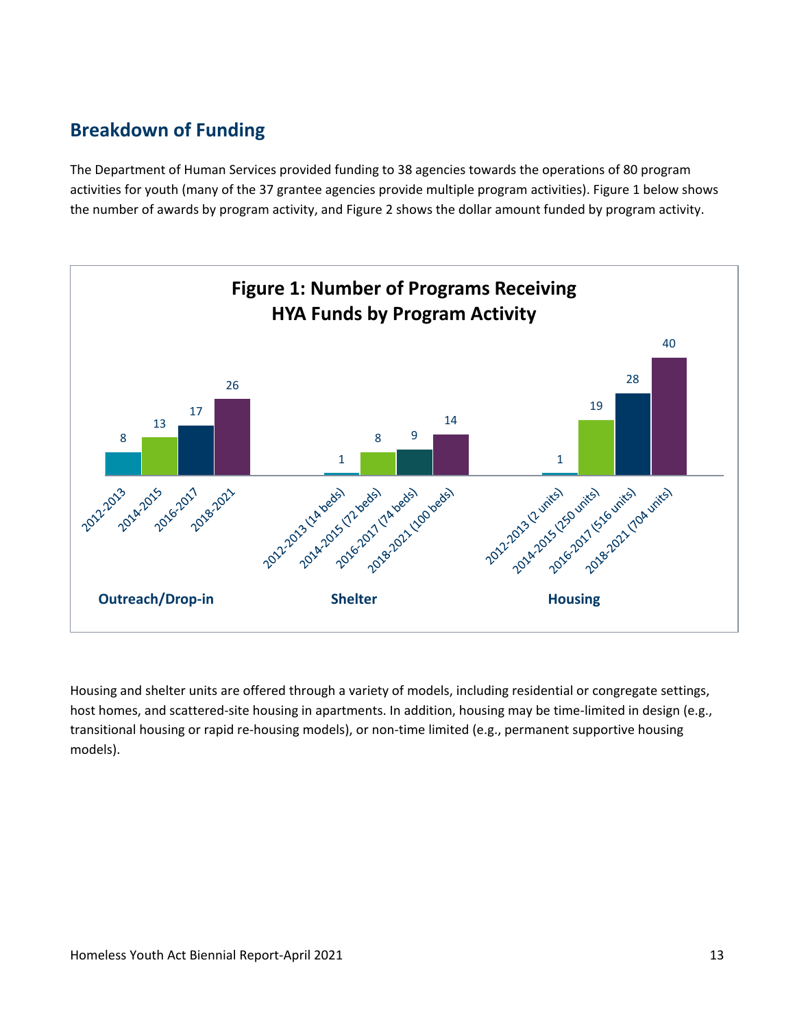## Breakdown of Funding

The Department of Human Services provided funding to 38 agencies towards the operations of 80 program activities for youth (many of the 37 grantee agencies provide multiple program activities). Figure 1 below shows the number of awards by program activity, and Figure 2 shows the dollar amount funded by program activity.

**Figure 1: Number of Programs Receiving HYA Funds by Program Activity**

| Program Activity | Period | Number of Programs |
|---|---|---|
| Outreach/Drop-in | 2012-2013 | 8 |
| Outreach/Drop-in | 2014-2015 | 13 |
| Outreach/Drop-in | 2016-2017 | 17 |
| Outreach/Drop-in | 2018-2021 | 26 |
| Shelter | 2012-2013 (14 beds) | 1 |
| Shelter | 2014-2015 (72 beds) | 8 |
| Shelter | 2016-2017 (74 beds) | 9 |
| Shelter | 2018-2021 (100 beds) | 14 |
| Housing | 2012-2013 (2 units) | 1 |
| Housing | 2014-2015 (250 units) | 19 |
| Housing | 2016-2017 (516 units) | 28 |
| Housing | 2018-2021 (704 units) | 40 |

Housing and shelter units are offered through a variety of models, including residential or congregate settings, host homes, and scattered-site housing in apartments. In addition, housing may be time-limited in design (e.g., transitional housing or rapid re-housing models), or non-time limited (e.g., permanent supportive housing models).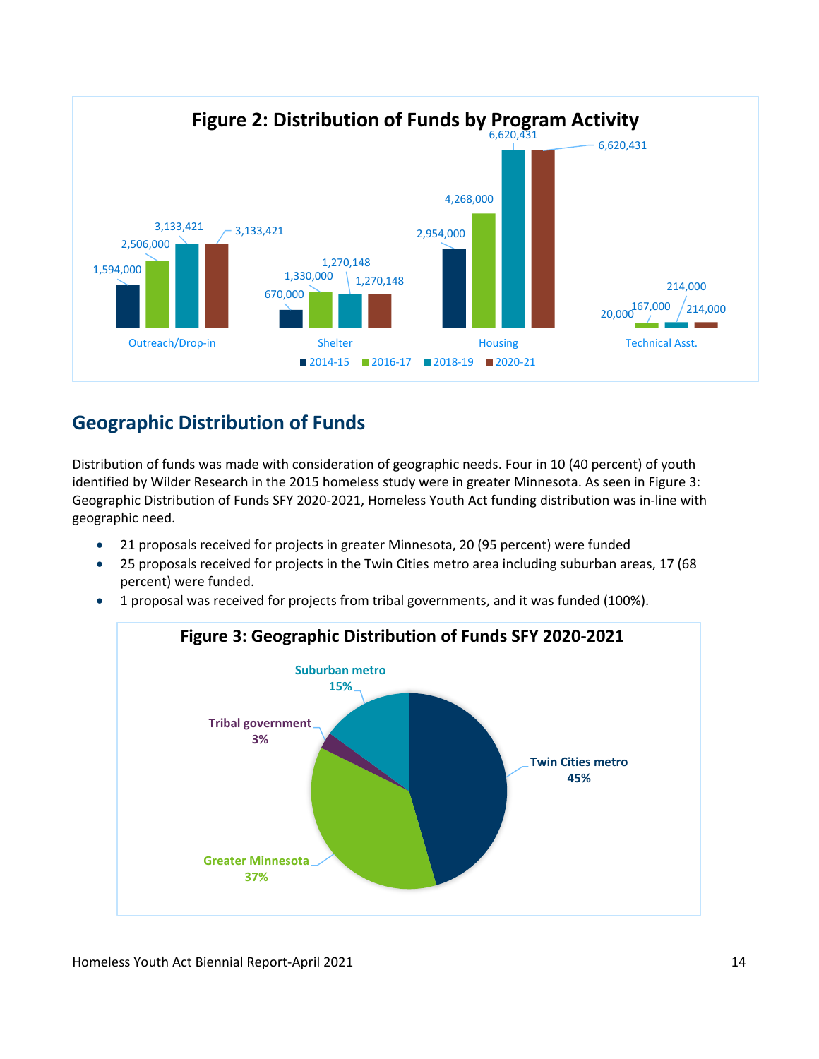**Figure 2: Distribution of Funds by Program Activity**

| Program Activity | 2014-15 | 2016-17 | 2018-19 | 2020-21 |
|---|---|---|---|---|
| Outreach/Drop-in | 1,594,000 | 2,506,000 | 3,133,421 | 3,133,421 |
| Shelter | 670,000 | 1,330,000 | 1,270,148 | 1,270,148 |
| Housing | 2,954,000 | 4,268,000 | 6,620,431 | 6,620,431 |
| Technical Asst. | 20,000 | 167,000 | 214,000 | 214,000 |

## Geographic Distribution of Funds

Distribution of funds was made with consideration of geographic needs. Four in 10 (40 percent) of youth identified by Wilder Research in the 2015 homeless study were in greater Minnesota. As seen in Figure 3: Geographic Distribution of Funds SFY 2020-2021, Homeless Youth Act funding distribution was in-line with geographic need.

- 21 proposals received for projects in greater Minnesota, 20 (95 percent) were funded
- 25 proposals received for projects in the Twin Cities metro area including suburban areas, 17 (68 percent) were funded.
- 1 proposal was received for projects from tribal governments, and it was funded (100%).

**Figure 3: Geographic Distribution of Funds SFY 2020-2021**

| Area | Percent |
|---|---|
| Twin Cities metro | 45% |
| Greater Minnesota | 37% |
| Suburban metro | 15% |
| Tribal government | 3% |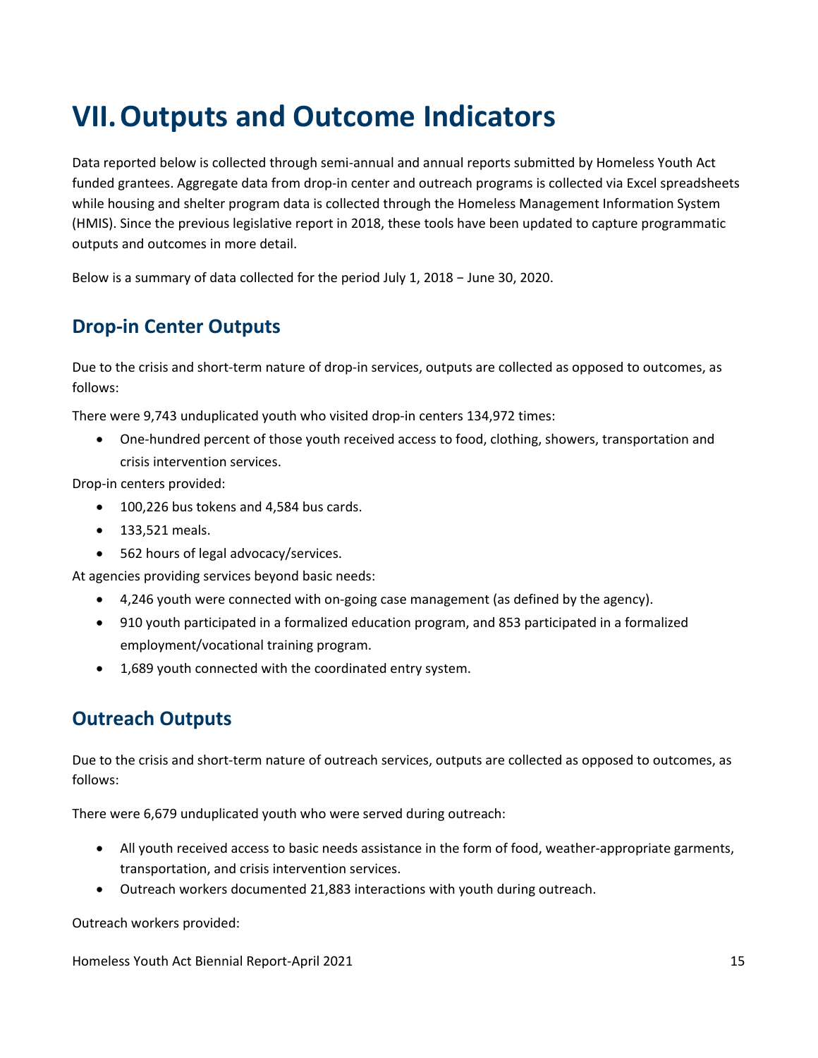# VII. Outputs and Outcome Indicators

Data reported below is collected through semi-annual and annual reports submitted by Homeless Youth Act funded grantees. Aggregate data from drop-in center and outreach programs is collected via Excel spreadsheets while housing and shelter program data is collected through the Homeless Management Information System (HMIS). Since the previous legislative report in 2018, these tools have been updated to capture programmatic outputs and outcomes in more detail.

Below is a summary of data collected for the period July 1, 2018 – June 30, 2020.

## Drop-in Center Outputs

Due to the crisis and short-term nature of drop-in services, outputs are collected as opposed to outcomes, as follows:

There were 9,743 unduplicated youth who visited drop-in centers 134,972 times:

- One-hundred percent of those youth received access to food, clothing, showers, transportation and crisis intervention services.

Drop-in centers provided:

- 100,226 bus tokens and 4,584 bus cards.
- 133,521 meals.
- 562 hours of legal advocacy/services.

At agencies providing services beyond basic needs:

- 4,246 youth were connected with on-going case management (as defined by the agency).
- 910 youth participated in a formalized education program, and 853 participated in a formalized employment/vocational training program.
- 1,689 youth connected with the coordinated entry system.

## Outreach Outputs

Due to the crisis and short-term nature of outreach services, outputs are collected as opposed to outcomes, as follows:

There were 6,679 unduplicated youth who were served during outreach:

- All youth received access to basic needs assistance in the form of food, weather-appropriate garments, transportation, and crisis intervention services.
- Outreach workers documented 21,883 interactions with youth during outreach.

Outreach workers provided: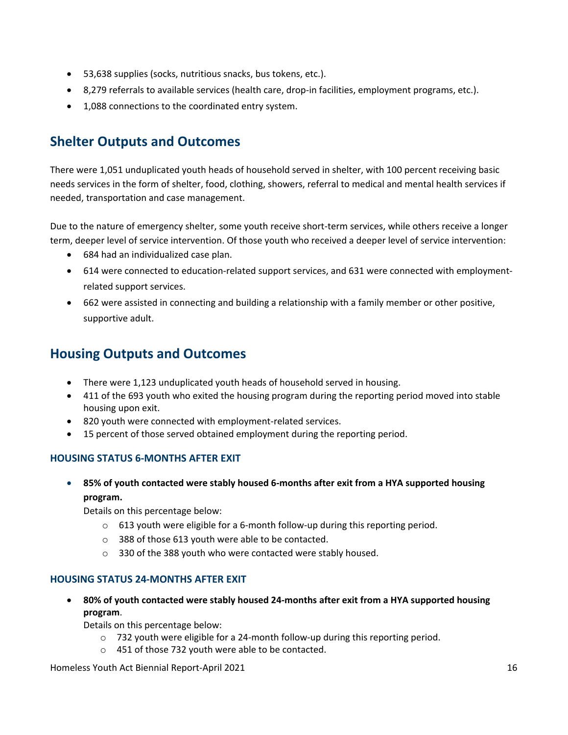- 53,638 supplies (socks, nutritious snacks, bus tokens, etc.).
- 8,279 referrals to available services (health care, drop-in facilities, employment programs, etc.).
- 1,088 connections to the coordinated entry system.

## Shelter Outputs and Outcomes

There were 1,051 unduplicated youth heads of household served in shelter, with 100 percent receiving basic needs services in the form of shelter, food, clothing, showers, referral to medical and mental health services if needed, transportation and case management.

Due to the nature of emergency shelter, some youth receive short-term services, while others receive a longer term, deeper level of service intervention. Of those youth who received a deeper level of service intervention:

- 684 had an individualized case plan.
- 614 were connected to education-related support services, and 631 were connected with employment-related support services.
- 662 were assisted in connecting and building a relationship with a family member or other positive, supportive adult.

## Housing Outputs and Outcomes

- There were 1,123 unduplicated youth heads of household served in housing.
- 411 of the 693 youth who exited the housing program during the reporting period moved into stable housing upon exit.
- 820 youth were connected with employment-related services.
- 15 percent of those served obtained employment during the reporting period.

### HOUSING STATUS 6-MONTHS AFTER EXIT

- **85% of youth contacted were stably housed 6-months after exit from a HYA supported housing program.**

  Details on this percentage below:
  - 613 youth were eligible for a 6-month follow-up during this reporting period.
  - 388 of those 613 youth were able to be contacted.
  - 330 of the 388 youth who were contacted were stably housed.

### HOUSING STATUS 24-MONTHS AFTER EXIT

- **80% of youth contacted were stably housed 24-months after exit from a HYA supported housing program**.

  Details on this percentage below:
  - 732 youth were eligible for a 24-month follow-up during this reporting period.
  - 451 of those 732 youth were able to be contacted.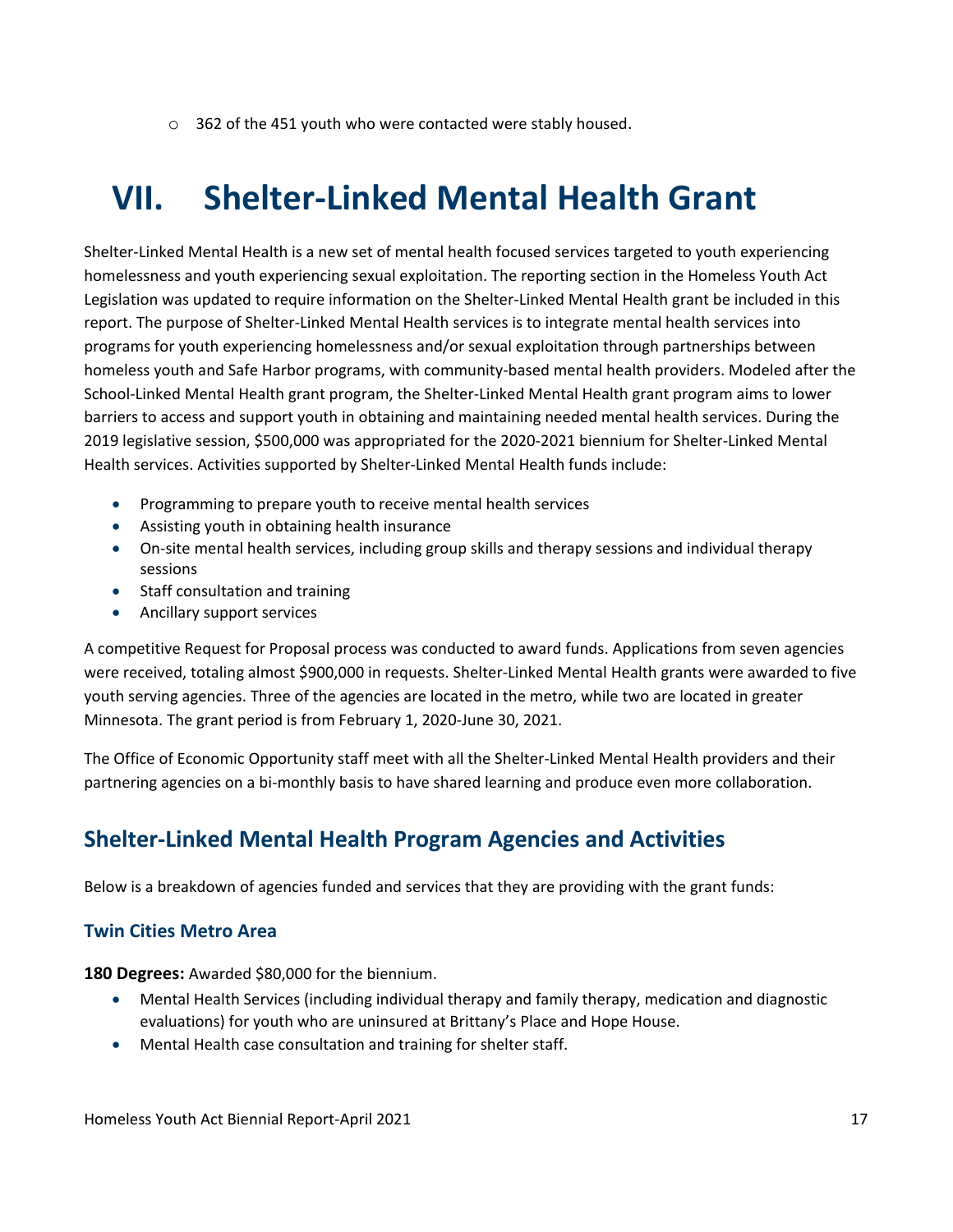- 362 of the 451 youth who were contacted were stably housed.

# VII. Shelter-Linked Mental Health Grant

Shelter-Linked Mental Health is a new set of mental health focused services targeted to youth experiencing homelessness and youth experiencing sexual exploitation. The reporting section in the Homeless Youth Act Legislation was updated to require information on the Shelter-Linked Mental Health grant be included in this report. The purpose of Shelter-Linked Mental Health services is to integrate mental health services into programs for youth experiencing homelessness and/or sexual exploitation through partnerships between homeless youth and Safe Harbor programs, with community-based mental health providers. Modeled after the School-Linked Mental Health grant program, the Shelter-Linked Mental Health grant program aims to lower barriers to access and support youth in obtaining and maintaining needed mental health services. During the 2019 legislative session, $500,000 was appropriated for the 2020-2021 biennium for Shelter-Linked Mental Health services. Activities supported by Shelter-Linked Mental Health funds include:

- Programming to prepare youth to receive mental health services
- Assisting youth in obtaining health insurance
- On-site mental health services, including group skills and therapy sessions and individual therapy sessions
- Staff consultation and training
- Ancillary support services

A competitive Request for Proposal process was conducted to award funds. Applications from seven agencies were received, totaling almost $900,000 in requests. Shelter-Linked Mental Health grants were awarded to five youth serving agencies. Three of the agencies are located in the metro, while two are located in greater Minnesota. The grant period is from February 1, 2020-June 30, 2021.

The Office of Economic Opportunity staff meet with all the Shelter-Linked Mental Health providers and their partnering agencies on a bi-monthly basis to have shared learning and produce even more collaboration.

## Shelter-Linked Mental Health Program Agencies and Activities

Below is a breakdown of agencies funded and services that they are providing with the grant funds:

### Twin Cities Metro Area

**180 Degrees:** Awarded $80,000 for the biennium.

- Mental Health Services (including individual therapy and family therapy, medication and diagnostic evaluations) for youth who are uninsured at Brittany's Place and Hope House.
- Mental Health case consultation and training for shelter staff.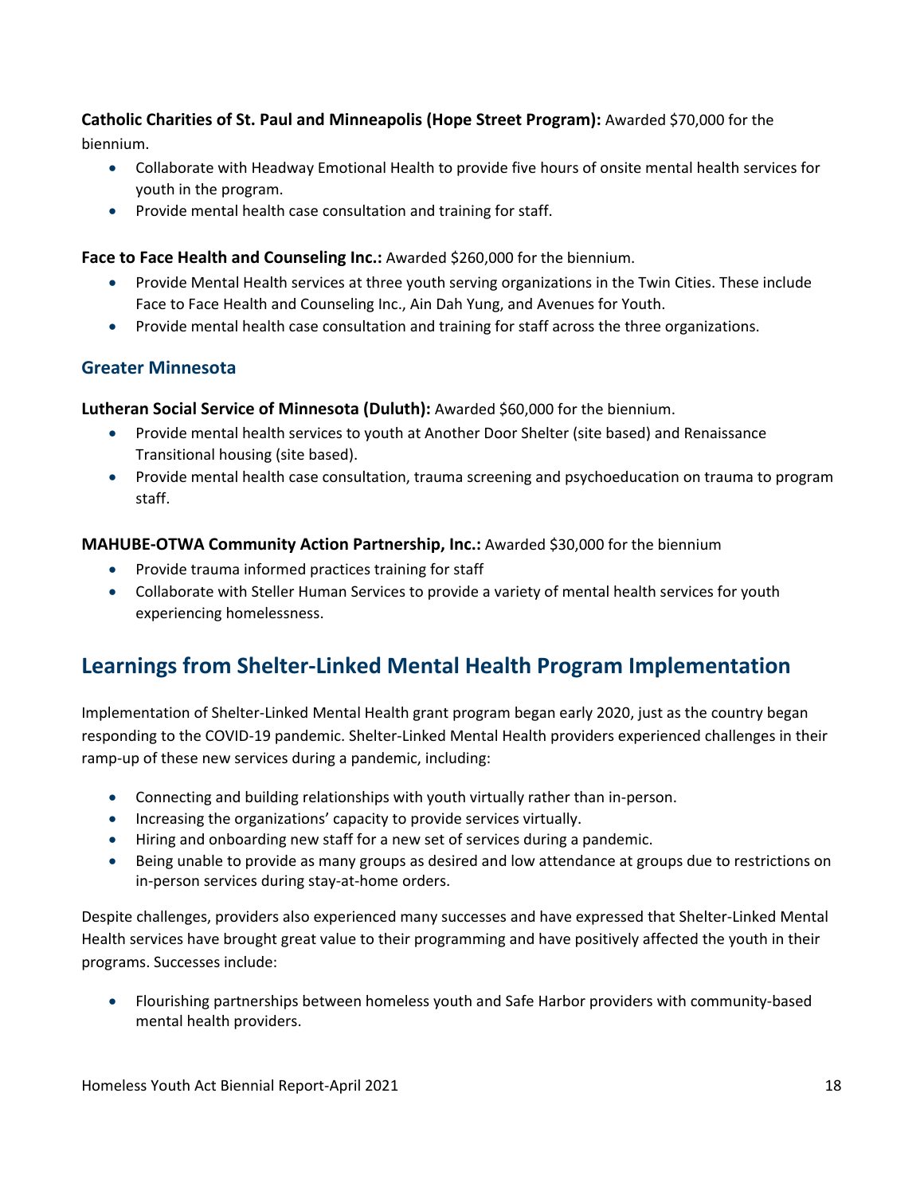**Catholic Charities of St. Paul and Minneapolis (Hope Street Program):** Awarded $70,000 for the biennium.

- Collaborate with Headway Emotional Health to provide five hours of onsite mental health services for youth in the program.
- Provide mental health case consultation and training for staff.

**Face to Face Health and Counseling Inc.:** Awarded $260,000 for the biennium.

- Provide Mental Health services at three youth serving organizations in the Twin Cities. These include Face to Face Health and Counseling Inc., Ain Dah Yung, and Avenues for Youth.
- Provide mental health case consultation and training for staff across the three organizations.

### Greater Minnesota

**Lutheran Social Service of Minnesota (Duluth):** Awarded $60,000 for the biennium.

- Provide mental health services to youth at Another Door Shelter (site based) and Renaissance Transitional housing (site based).
- Provide mental health case consultation, trauma screening and psychoeducation on trauma to program staff.

**MAHUBE-OTWA Community Action Partnership, Inc.:** Awarded $30,000 for the biennium

- Provide trauma informed practices training for staff
- Collaborate with Steller Human Services to provide a variety of mental health services for youth experiencing homelessness.

## Learnings from Shelter-Linked Mental Health Program Implementation

Implementation of Shelter-Linked Mental Health grant program began early 2020, just as the country began responding to the COVID-19 pandemic. Shelter-Linked Mental Health providers experienced challenges in their ramp-up of these new services during a pandemic, including:

- Connecting and building relationships with youth virtually rather than in-person.
- Increasing the organizations' capacity to provide services virtually.
- Hiring and onboarding new staff for a new set of services during a pandemic.
- Being unable to provide as many groups as desired and low attendance at groups due to restrictions on in-person services during stay-at-home orders.

Despite challenges, providers also experienced many successes and have expressed that Shelter-Linked Mental Health services have brought great value to their programming and have positively affected the youth in their programs. Successes include:

- Flourishing partnerships between homeless youth and Safe Harbor providers with community-based mental health providers.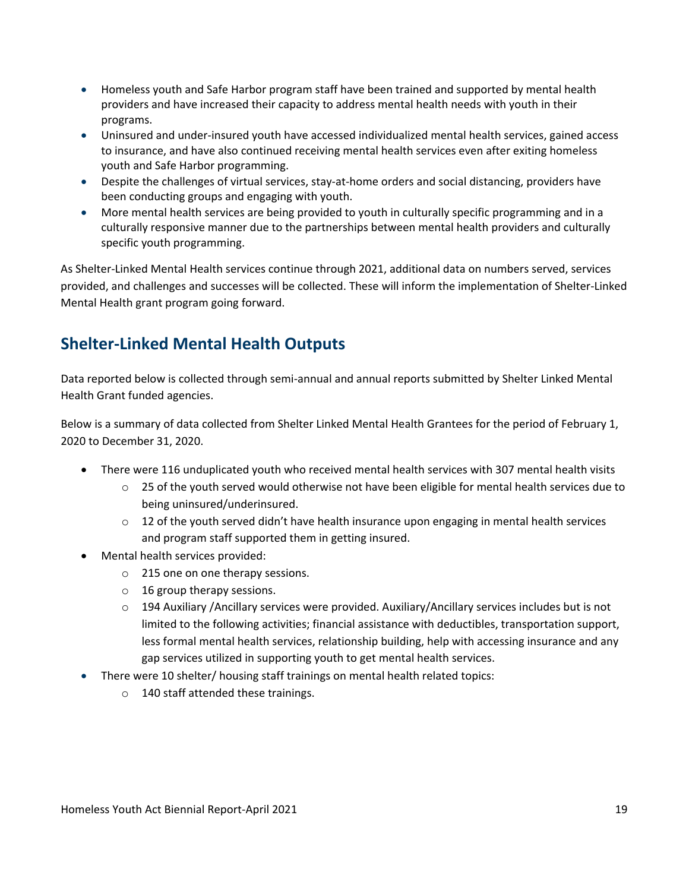- Homeless youth and Safe Harbor program staff have been trained and supported by mental health providers and have increased their capacity to address mental health needs with youth in their programs.
- Uninsured and under-insured youth have accessed individualized mental health services, gained access to insurance, and have also continued receiving mental health services even after exiting homeless youth and Safe Harbor programming.
- Despite the challenges of virtual services, stay-at-home orders and social distancing, providers have been conducting groups and engaging with youth.
- More mental health services are being provided to youth in culturally specific programming and in a culturally responsive manner due to the partnerships between mental health providers and culturally specific youth programming.

As Shelter-Linked Mental Health services continue through 2021, additional data on numbers served, services provided, and challenges and successes will be collected. These will inform the implementation of Shelter-Linked Mental Health grant program going forward.

## Shelter-Linked Mental Health Outputs

Data reported below is collected through semi-annual and annual reports submitted by Shelter Linked Mental Health Grant funded agencies.

Below is a summary of data collected from Shelter Linked Mental Health Grantees for the period of February 1, 2020 to December 31, 2020.

- There were 116 unduplicated youth who received mental health services with 307 mental health visits
  - 25 of the youth served would otherwise not have been eligible for mental health services due to being uninsured/underinsured.
  - 12 of the youth served didn't have health insurance upon engaging in mental health services and program staff supported them in getting insured.
- Mental health services provided:
  - 215 one on one therapy sessions.
  - 16 group therapy sessions.
  - 194 Auxiliary /Ancillary services were provided. Auxiliary/Ancillary services includes but is not limited to the following activities; financial assistance with deductibles, transportation support, less formal mental health services, relationship building, help with accessing insurance and any gap services utilized in supporting youth to get mental health services.
- There were 10 shelter/ housing staff trainings on mental health related topics:
  - 140 staff attended these trainings.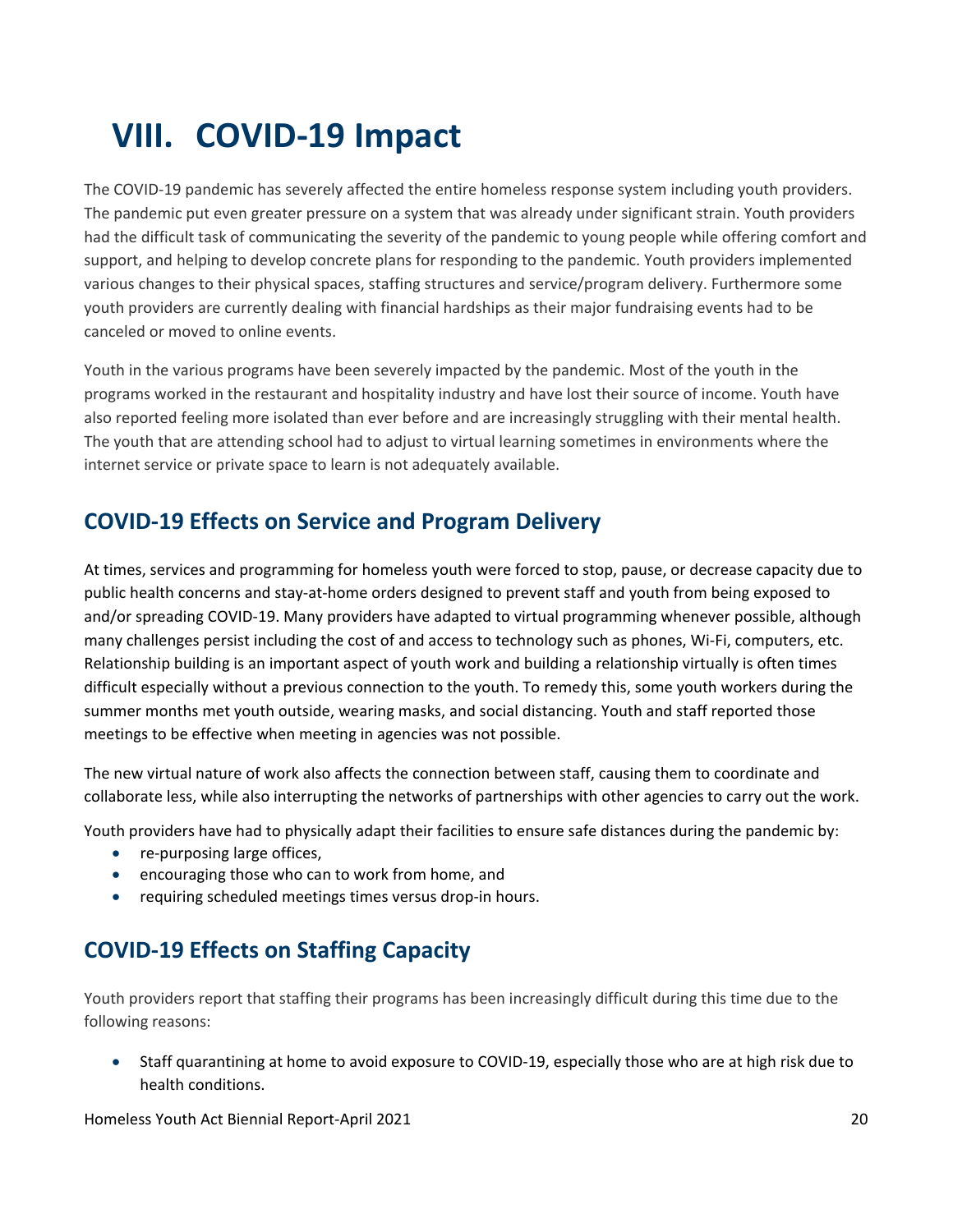# VIII. COVID-19 Impact

The COVID-19 pandemic has severely affected the entire homeless response system including youth providers. The pandemic put even greater pressure on a system that was already under significant strain. Youth providers had the difficult task of communicating the severity of the pandemic to young people while offering comfort and support, and helping to develop concrete plans for responding to the pandemic. Youth providers implemented various changes to their physical spaces, staffing structures and service/program delivery. Furthermore some youth providers are currently dealing with financial hardships as their major fundraising events had to be canceled or moved to online events.

Youth in the various programs have been severely impacted by the pandemic. Most of the youth in the programs worked in the restaurant and hospitality industry and have lost their source of income. Youth have also reported feeling more isolated than ever before and are increasingly struggling with their mental health. The youth that are attending school had to adjust to virtual learning sometimes in environments where the internet service or private space to learn is not adequately available.

## COVID-19 Effects on Service and Program Delivery

At times, services and programming for homeless youth were forced to stop, pause, or decrease capacity due to public health concerns and stay-at-home orders designed to prevent staff and youth from being exposed to and/or spreading COVID-19. Many providers have adapted to virtual programming whenever possible, although many challenges persist including the cost of and access to technology such as phones, Wi-Fi, computers, etc. Relationship building is an important aspect of youth work and building a relationship virtually is often times difficult especially without a previous connection to the youth. To remedy this, some youth workers during the summer months met youth outside, wearing masks, and social distancing. Youth and staff reported those meetings to be effective when meeting in agencies was not possible.

The new virtual nature of work also affects the connection between staff, causing them to coordinate and collaborate less, while also interrupting the networks of partnerships with other agencies to carry out the work.

Youth providers have had to physically adapt their facilities to ensure safe distances during the pandemic by:

- re-purposing large offices,
- encouraging those who can to work from home, and
- requiring scheduled meetings times versus drop-in hours.

## COVID-19 Effects on Staffing Capacity

Youth providers report that staffing their programs has been increasingly difficult during this time due to the following reasons:

- Staff quarantining at home to avoid exposure to COVID-19, especially those who are at high risk due to health conditions.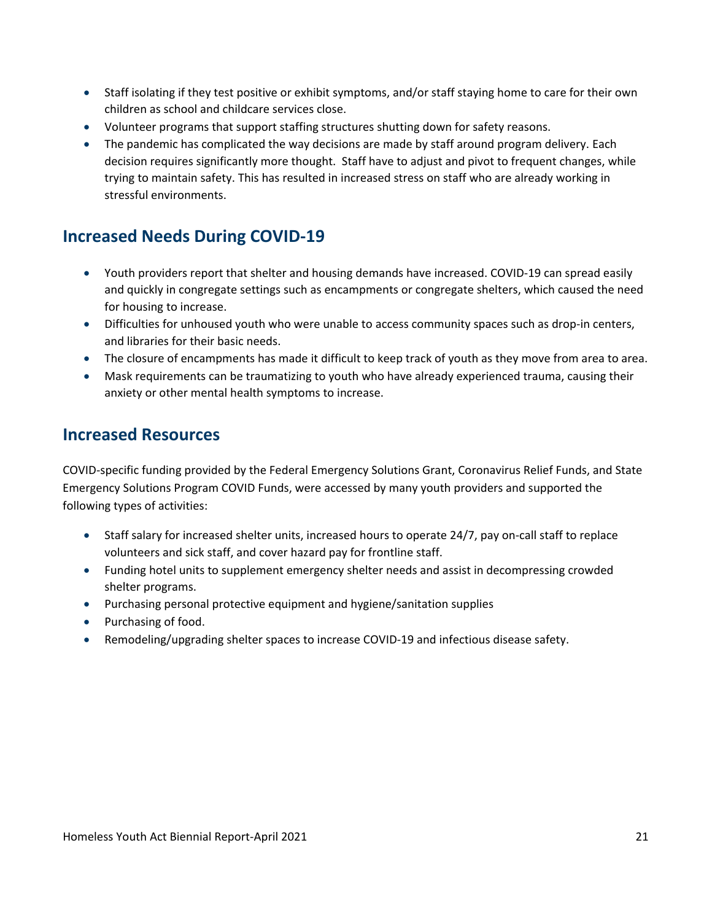- Staff isolating if they test positive or exhibit symptoms, and/or staff staying home to care for their own children as school and childcare services close.
- Volunteer programs that support staffing structures shutting down for safety reasons.
- The pandemic has complicated the way decisions are made by staff around program delivery. Each decision requires significantly more thought. Staff have to adjust and pivot to frequent changes, while trying to maintain safety. This has resulted in increased stress on staff who are already working in stressful environments.

## Increased Needs During COVID-19

- Youth providers report that shelter and housing demands have increased. COVID-19 can spread easily and quickly in congregate settings such as encampments or congregate shelters, which caused the need for housing to increase.
- Difficulties for unhoused youth who were unable to access community spaces such as drop-in centers, and libraries for their basic needs.
- The closure of encampments has made it difficult to keep track of youth as they move from area to area.
- Mask requirements can be traumatizing to youth who have already experienced trauma, causing their anxiety or other mental health symptoms to increase.

## Increased Resources

COVID-specific funding provided by the Federal Emergency Solutions Grant, Coronavirus Relief Funds, and State Emergency Solutions Program COVID Funds, were accessed by many youth providers and supported the following types of activities:

- Staff salary for increased shelter units, increased hours to operate 24/7, pay on-call staff to replace volunteers and sick staff, and cover hazard pay for frontline staff.
- Funding hotel units to supplement emergency shelter needs and assist in decompressing crowded shelter programs.
- Purchasing personal protective equipment and hygiene/sanitation supplies
- Purchasing of food.
- Remodeling/upgrading shelter spaces to increase COVID-19 and infectious disease safety.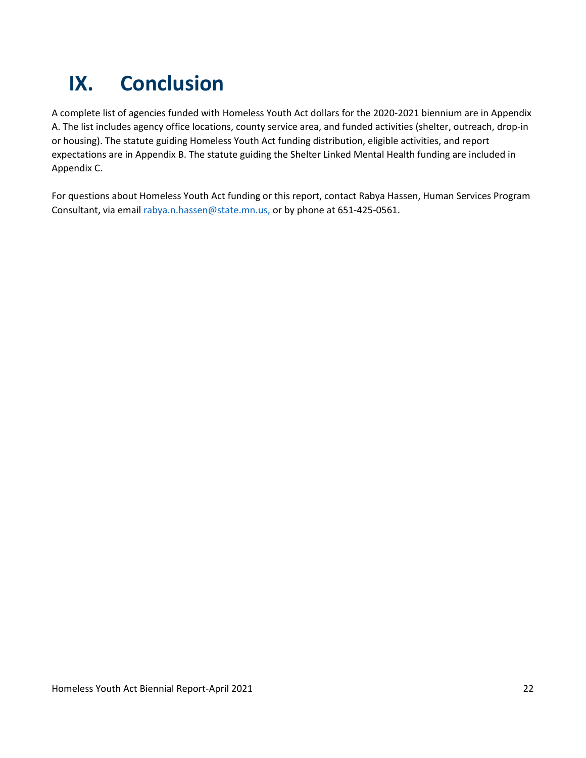# IX. Conclusion

A complete list of agencies funded with Homeless Youth Act dollars for the 2020-2021 biennium are in Appendix A. The list includes agency office locations, county service area, and funded activities (shelter, outreach, drop-in or housing). The statute guiding Homeless Youth Act funding distribution, eligible activities, and report expectations are in Appendix B. The statute guiding the Shelter Linked Mental Health funding are included in Appendix C.

For questions about Homeless Youth Act funding or this report, contact Rabya Hassen, Human Services Program Consultant, via email rabya.n.hassen@state.mn.us, or by phone at 651-425-0561.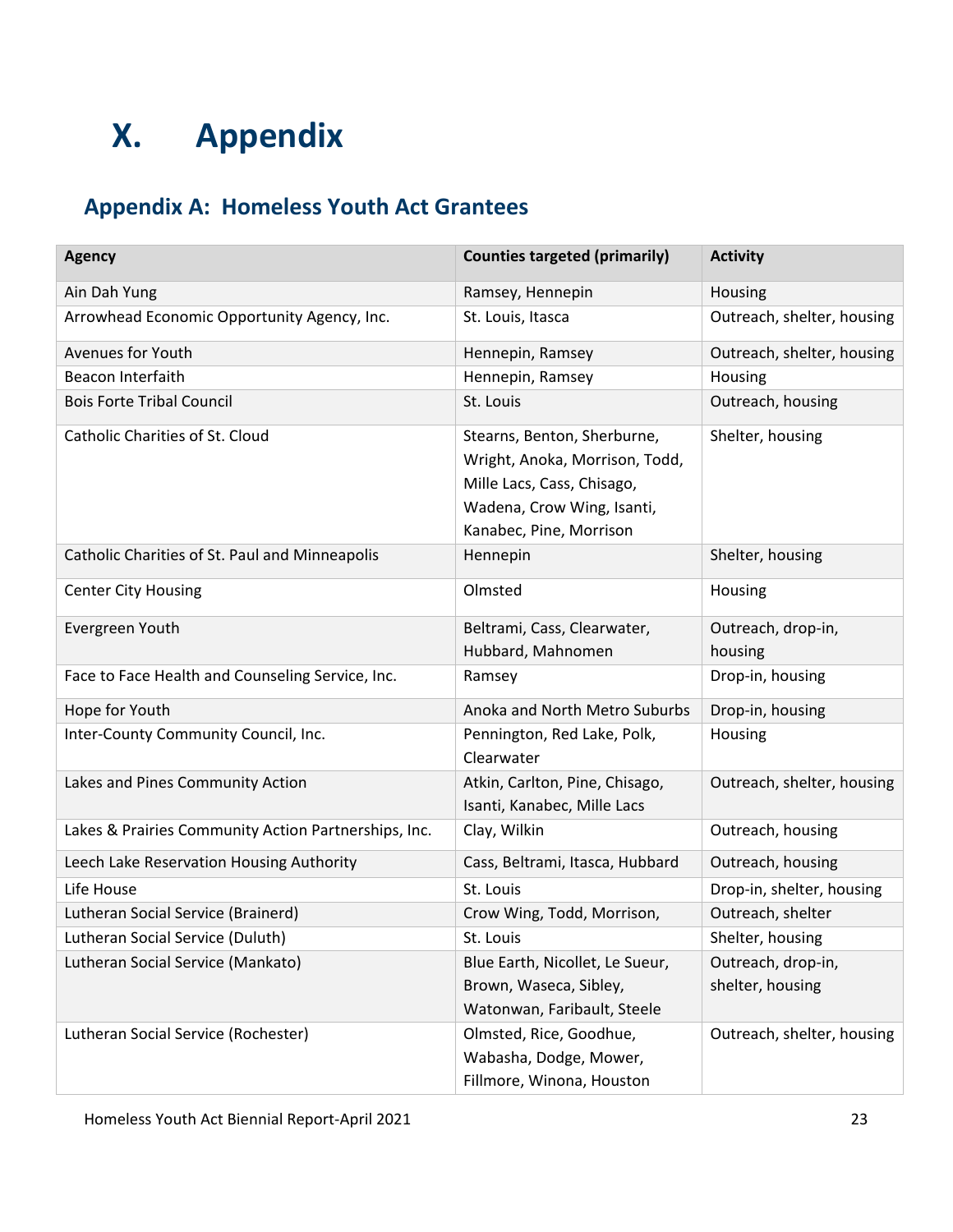# X. Appendix

## Appendix A: Homeless Youth Act Grantees

| Agency | Counties targeted (primarily) | Activity |
|---|---|---|
| Ain Dah Yung | Ramsey, Hennepin | Housing |
| Arrowhead Economic Opportunity Agency, Inc. | St. Louis, Itasca | Outreach, shelter, housing |
| Avenues for Youth | Hennepin, Ramsey | Outreach, shelter, housing |
| Beacon Interfaith | Hennepin, Ramsey | Housing |
| Bois Forte Tribal Council | St. Louis | Outreach, housing |
| Catholic Charities of St. Cloud | Stearns, Benton, Sherburne, Wright, Anoka, Morrison, Todd, Mille Lacs, Cass, Chisago, Wadena, Crow Wing, Isanti, Kanabec, Pine, Morrison | Shelter, housing |
| Catholic Charities of St. Paul and Minneapolis | Hennepin | Shelter, housing |
| Center City Housing | Olmsted | Housing |
| Evergreen Youth | Beltrami, Cass, Clearwater, Hubbard, Mahnomen | Outreach, drop-in, housing |
| Face to Face Health and Counseling Service, Inc. | Ramsey | Drop-in, housing |
| Hope for Youth | Anoka and North Metro Suburbs | Drop-in, housing |
| Inter-County Community Council, Inc. | Pennington, Red Lake, Polk, Clearwater | Housing |
| Lakes and Pines Community Action | Atkin, Carlton, Pine, Chisago, Isanti, Kanabec, Mille Lacs | Outreach, shelter, housing |
| Lakes & Prairies Community Action Partnerships, Inc. | Clay, Wilkin | Outreach, housing |
| Leech Lake Reservation Housing Authority | Cass, Beltrami, Itasca, Hubbard | Outreach, housing |
| Life House | St. Louis | Drop-in, shelter, housing |
| Lutheran Social Service (Brainerd) | Crow Wing, Todd, Morrison, | Outreach, shelter |
| Lutheran Social Service (Duluth) | St. Louis | Shelter, housing |
| Lutheran Social Service (Mankato) | Blue Earth, Nicollet, Le Sueur, Brown, Waseca, Sibley, Watonwan, Faribault, Steele | Outreach, drop-in, shelter, housing |
| Lutheran Social Service (Rochester) | Olmsted, Rice, Goodhue, Wabasha, Dodge, Mower, Fillmore, Winona, Houston | Outreach, shelter, housing |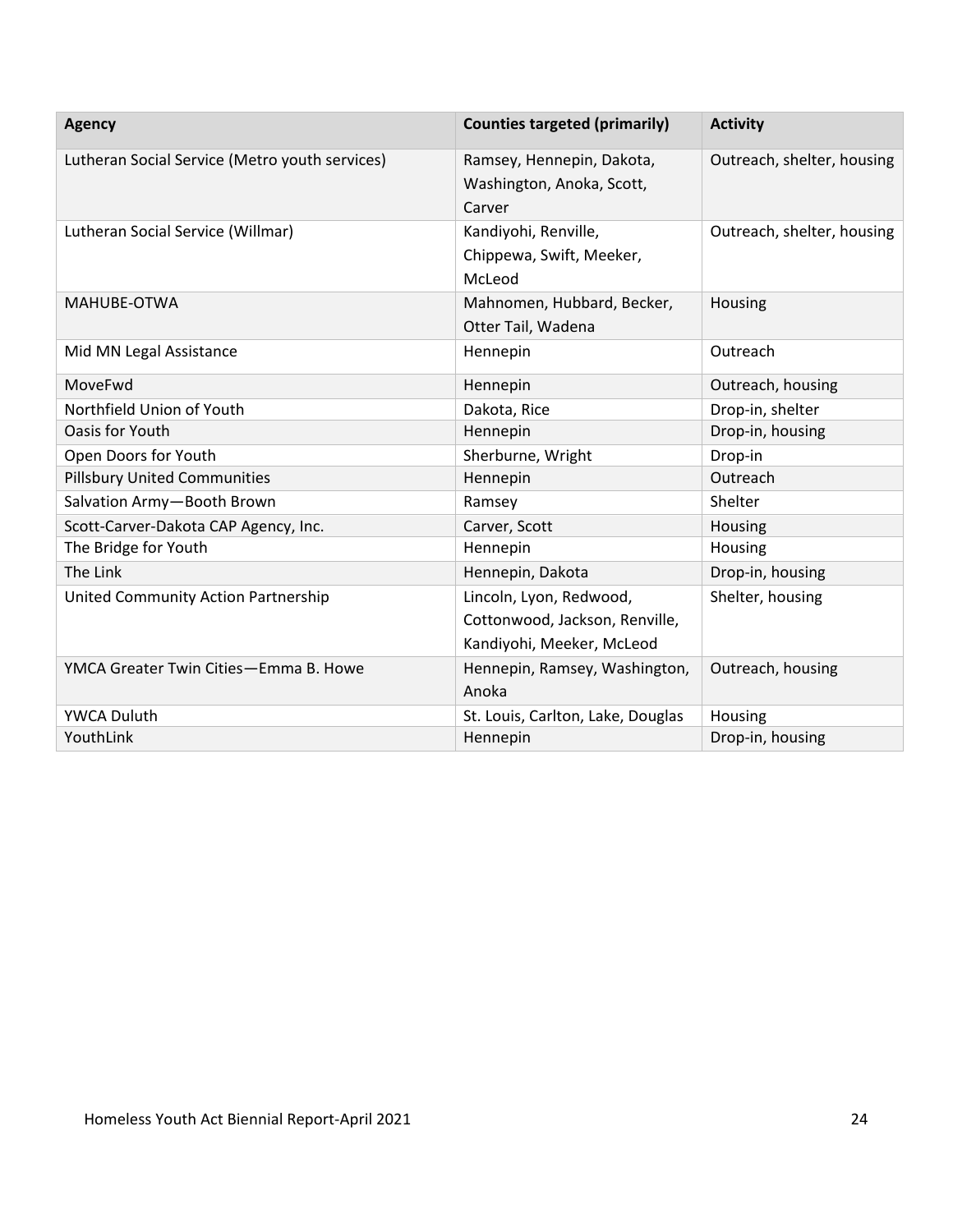| Agency | Counties targeted (primarily) | Activity |
| --- | --- | --- |
| Lutheran Social Service (Metro youth services) | Ramsey, Hennepin, Dakota, Washington, Anoka, Scott, Carver | Outreach, shelter, housing |
| Lutheran Social Service (Willmar) | Kandiyohi, Renville, Chippewa, Swift, Meeker, McLeod | Outreach, shelter, housing |
| MAHUBE-OTWA | Mahnomen, Hubbard, Becker, Otter Tail, Wadena | Housing |
| Mid MN Legal Assistance | Hennepin | Outreach |
| MoveFwd | Hennepin | Outreach, housing |
| Northfield Union of Youth | Dakota, Rice | Drop-in, shelter |
| Oasis for Youth | Hennepin | Drop-in, housing |
| Open Doors for Youth | Sherburne, Wright | Drop-in |
| Pillsbury United Communities | Hennepin | Outreach |
| Salvation Army—Booth Brown | Ramsey | Shelter |
| Scott-Carver-Dakota CAP Agency, Inc. | Carver, Scott | Housing |
| The Bridge for Youth | Hennepin | Housing |
| The Link | Hennepin, Dakota | Drop-in, housing |
| United Community Action Partnership | Lincoln, Lyon, Redwood, Cottonwood, Jackson, Renville, Kandiyohi, Meeker, McLeod | Shelter, housing |
| YMCA Greater Twin Cities—Emma B. Howe | Hennepin, Ramsey, Washington, Anoka | Outreach, housing |
| YWCA Duluth | St. Louis, Carlton, Lake, Douglas | Housing |
| YouthLink | Hennepin | Drop-in, housing |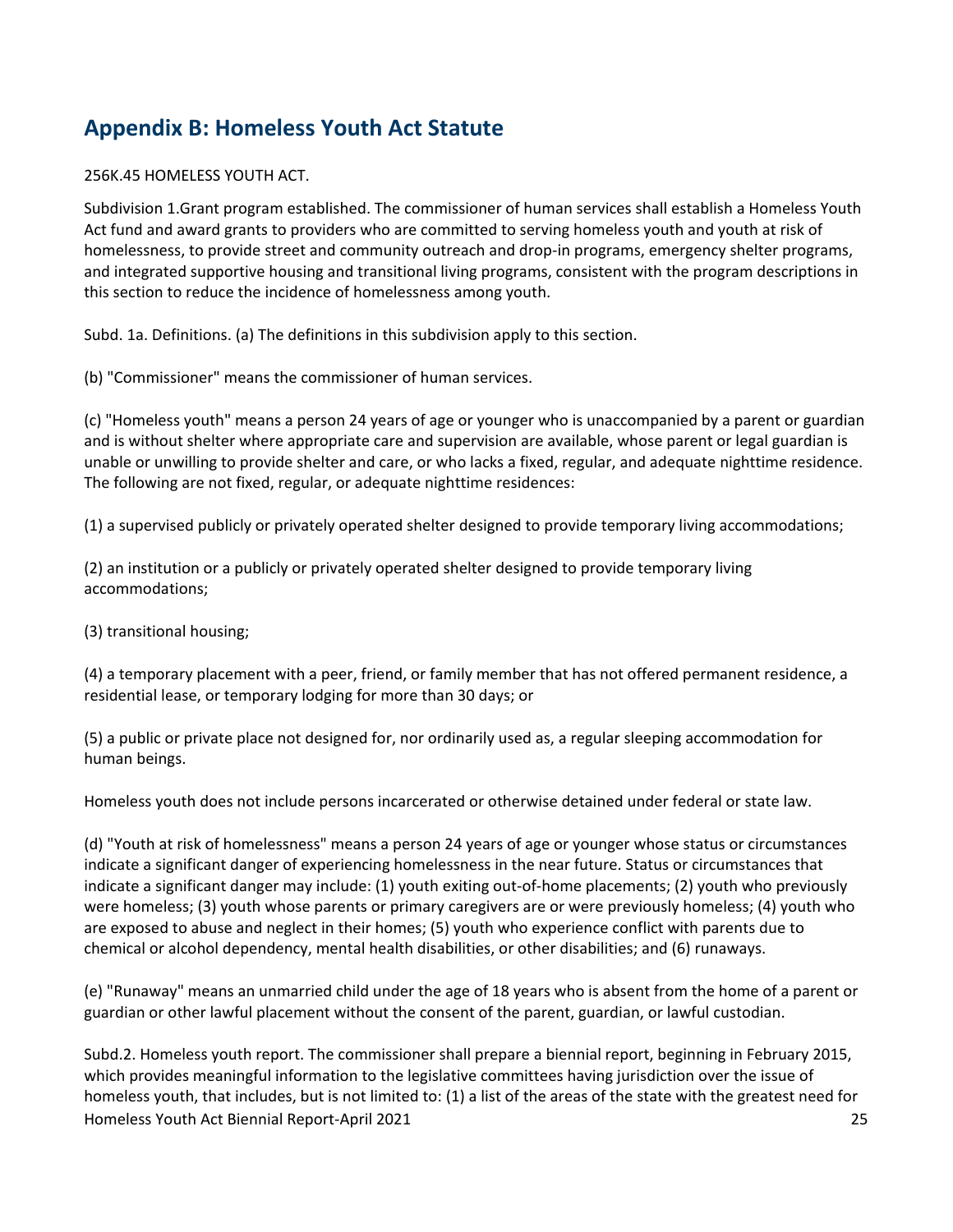## Appendix B: Homeless Youth Act Statute

256K.45 HOMELESS YOUTH ACT.

Subdivision 1.Grant program established. The commissioner of human services shall establish a Homeless Youth Act fund and award grants to providers who are committed to serving homeless youth and youth at risk of homelessness, to provide street and community outreach and drop-in programs, emergency shelter programs, and integrated supportive housing and transitional living programs, consistent with the program descriptions in this section to reduce the incidence of homelessness among youth.

Subd. 1a. Definitions. (a) The definitions in this subdivision apply to this section.

(b) "Commissioner" means the commissioner of human services.

(c) "Homeless youth" means a person 24 years of age or younger who is unaccompanied by a parent or guardian and is without shelter where appropriate care and supervision are available, whose parent or legal guardian is unable or unwilling to provide shelter and care, or who lacks a fixed, regular, and adequate nighttime residence. The following are not fixed, regular, or adequate nighttime residences:

(1) a supervised publicly or privately operated shelter designed to provide temporary living accommodations;

(2) an institution or a publicly or privately operated shelter designed to provide temporary living accommodations;

(3) transitional housing;

(4) a temporary placement with a peer, friend, or family member that has not offered permanent residence, a residential lease, or temporary lodging for more than 30 days; or

(5) a public or private place not designed for, nor ordinarily used as, a regular sleeping accommodation for human beings.

Homeless youth does not include persons incarcerated or otherwise detained under federal or state law.

(d) "Youth at risk of homelessness" means a person 24 years of age or younger whose status or circumstances indicate a significant danger of experiencing homelessness in the near future. Status or circumstances that indicate a significant danger may include: (1) youth exiting out-of-home placements; (2) youth who previously were homeless; (3) youth whose parents or primary caregivers are or were previously homeless; (4) youth who are exposed to abuse and neglect in their homes; (5) youth who experience conflict with parents due to chemical or alcohol dependency, mental health disabilities, or other disabilities; and (6) runaways.

(e) "Runaway" means an unmarried child under the age of 18 years who is absent from the home of a parent or guardian or other lawful placement without the consent of the parent, guardian, or lawful custodian.

Subd.2. Homeless youth report. The commissioner shall prepare a biennial report, beginning in February 2015, which provides meaningful information to the legislative committees having jurisdiction over the issue of homeless youth, that includes, but is not limited to: (1) a list of the areas of the state with the greatest need for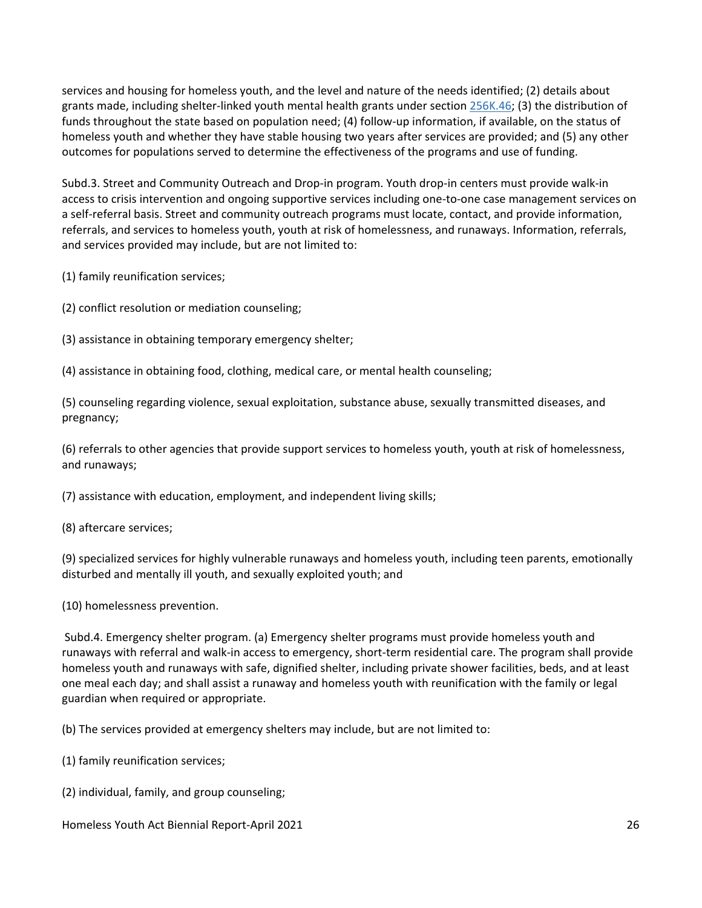services and housing for homeless youth, and the level and nature of the needs identified; (2) details about grants made, including shelter-linked youth mental health grants under section 256K.46; (3) the distribution of funds throughout the state based on population need; (4) follow-up information, if available, on the status of homeless youth and whether they have stable housing two years after services are provided; and (5) any other outcomes for populations served to determine the effectiveness of the programs and use of funding.

Subd.3. Street and Community Outreach and Drop-in program. Youth drop-in centers must provide walk-in access to crisis intervention and ongoing supportive services including one-to-one case management services on a self-referral basis. Street and community outreach programs must locate, contact, and provide information, referrals, and services to homeless youth, youth at risk of homelessness, and runaways. Information, referrals, and services provided may include, but are not limited to:

(1) family reunification services;

(2) conflict resolution or mediation counseling;

(3) assistance in obtaining temporary emergency shelter;

(4) assistance in obtaining food, clothing, medical care, or mental health counseling;

(5) counseling regarding violence, sexual exploitation, substance abuse, sexually transmitted diseases, and pregnancy;

(6) referrals to other agencies that provide support services to homeless youth, youth at risk of homelessness, and runaways;

(7) assistance with education, employment, and independent living skills;

(8) aftercare services;

(9) specialized services for highly vulnerable runaways and homeless youth, including teen parents, emotionally disturbed and mentally ill youth, and sexually exploited youth; and

(10) homelessness prevention.

Subd.4. Emergency shelter program. (a) Emergency shelter programs must provide homeless youth and runaways with referral and walk-in access to emergency, short-term residential care. The program shall provide homeless youth and runaways with safe, dignified shelter, including private shower facilities, beds, and at least one meal each day; and shall assist a runaway and homeless youth with reunification with the family or legal guardian when required or appropriate.

(b) The services provided at emergency shelters may include, but are not limited to:

(1) family reunification services;

(2) individual, family, and group counseling;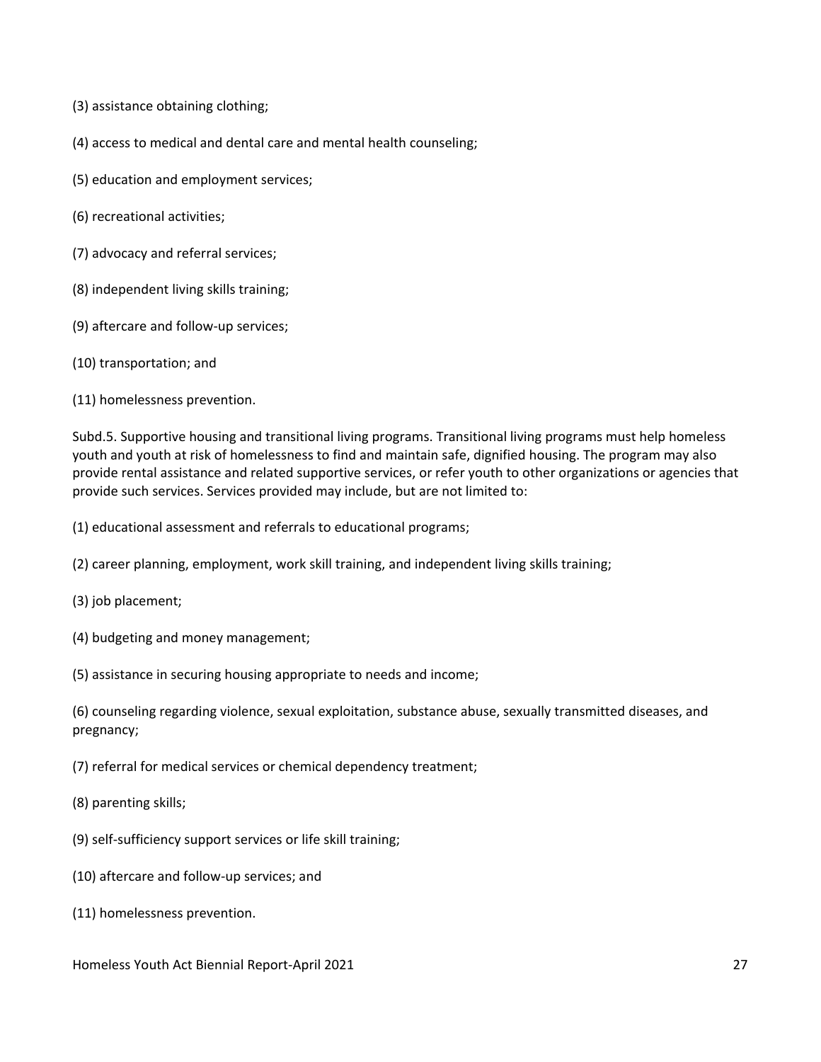(3) assistance obtaining clothing;

(4) access to medical and dental care and mental health counseling;

(5) education and employment services;

(6) recreational activities;

(7) advocacy and referral services;

(8) independent living skills training;

(9) aftercare and follow-up services;

(10) transportation; and

(11) homelessness prevention.

Subd.5. Supportive housing and transitional living programs. Transitional living programs must help homeless youth and youth at risk of homelessness to find and maintain safe, dignified housing. The program may also provide rental assistance and related supportive services, or refer youth to other organizations or agencies that provide such services. Services provided may include, but are not limited to:

(1) educational assessment and referrals to educational programs;

(2) career planning, employment, work skill training, and independent living skills training;

(3) job placement;

(4) budgeting and money management;

(5) assistance in securing housing appropriate to needs and income;

(6) counseling regarding violence, sexual exploitation, substance abuse, sexually transmitted diseases, and pregnancy;

(7) referral for medical services or chemical dependency treatment;

(8) parenting skills;

(9) self-sufficiency support services or life skill training;

(10) aftercare and follow-up services; and

(11) homelessness prevention.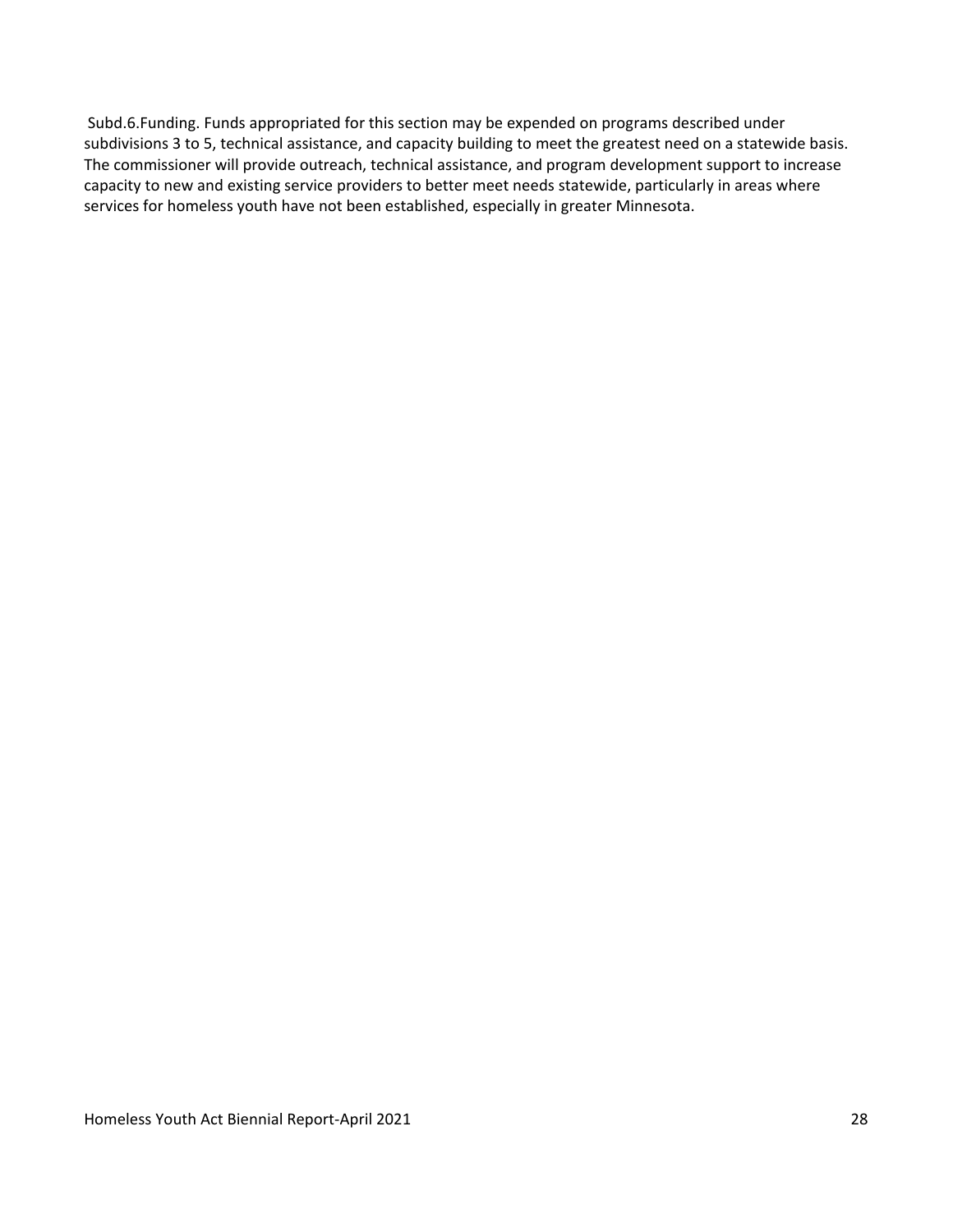Subd.6.Funding. Funds appropriated for this section may be expended on programs described under subdivisions 3 to 5, technical assistance, and capacity building to meet the greatest need on a statewide basis. The commissioner will provide outreach, technical assistance, and program development support to increase capacity to new and existing service providers to better meet needs statewide, particularly in areas where services for homeless youth have not been established, especially in greater Minnesota.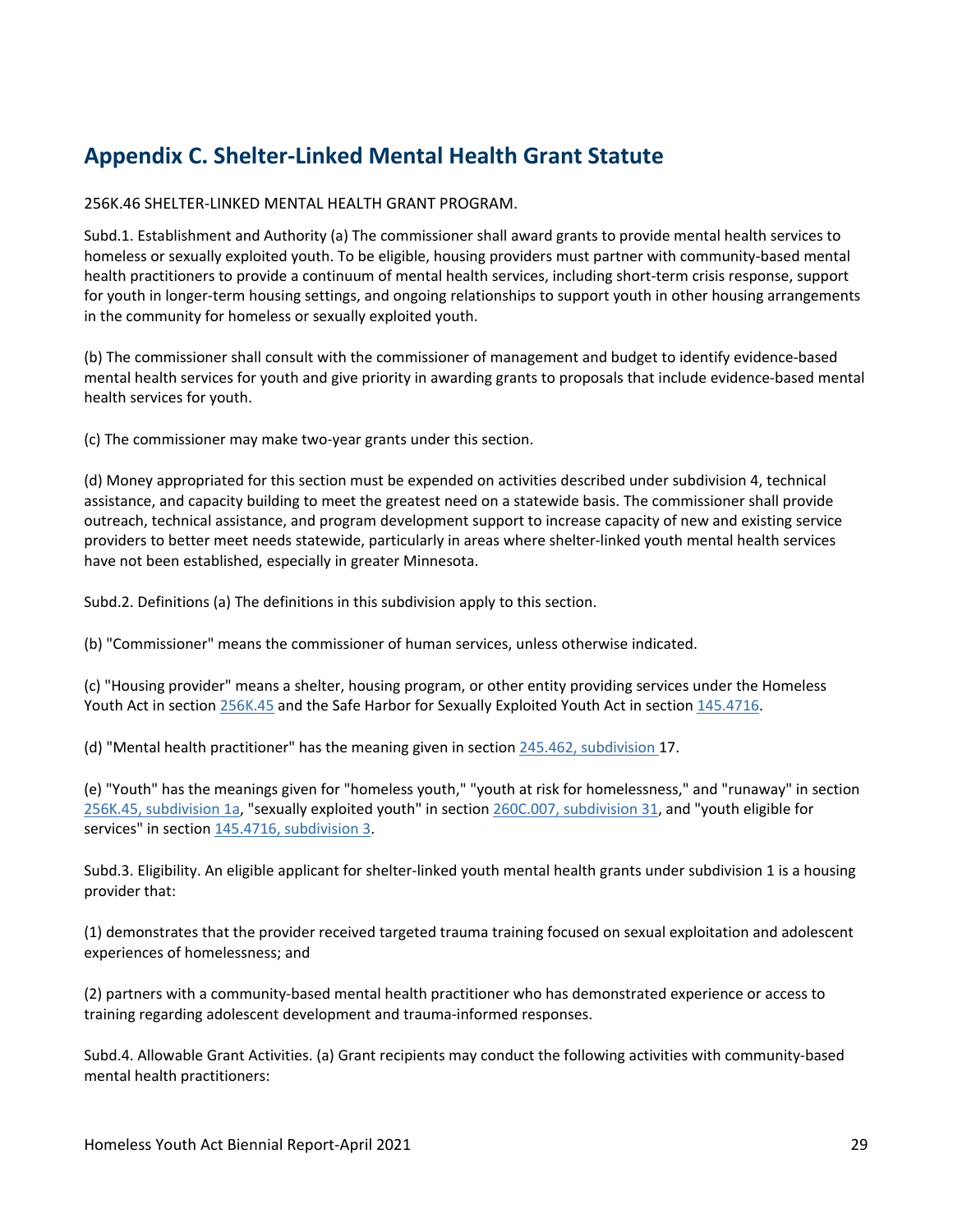## Appendix C. Shelter-Linked Mental Health Grant Statute

256K.46 SHELTER-LINKED MENTAL HEALTH GRANT PROGRAM.

Subd.1. Establishment and Authority (a) The commissioner shall award grants to provide mental health services to homeless or sexually exploited youth. To be eligible, housing providers must partner with community-based mental health practitioners to provide a continuum of mental health services, including short-term crisis response, support for youth in longer-term housing settings, and ongoing relationships to support youth in other housing arrangements in the community for homeless or sexually exploited youth.

(b) The commissioner shall consult with the commissioner of management and budget to identify evidence-based mental health services for youth and give priority in awarding grants to proposals that include evidence-based mental health services for youth.

(c) The commissioner may make two-year grants under this section.

(d) Money appropriated for this section must be expended on activities described under subdivision 4, technical assistance, and capacity building to meet the greatest need on a statewide basis. The commissioner shall provide outreach, technical assistance, and program development support to increase capacity of new and existing service providers to better meet needs statewide, particularly in areas where shelter-linked youth mental health services have not been established, especially in greater Minnesota.

Subd.2. Definitions (a) The definitions in this subdivision apply to this section.

(b) "Commissioner" means the commissioner of human services, unless otherwise indicated.

(c) "Housing provider" means a shelter, housing program, or other entity providing services under the Homeless Youth Act in section [256K.45](256K.45) and the Safe Harbor for Sexually Exploited Youth Act in section [145.4716](145.4716).

(d) "Mental health practitioner" has the meaning given in section [245.462, subdivision ](245.462)17.

(e) "Youth" has the meanings given for "homeless youth," "youth at risk for homelessness," and "runaway" in section [256K.45, subdivision 1a](256K.45), "sexually exploited youth" in section [260C.007, subdivision 31](260C.007), and "youth eligible for services" in section [145.4716, subdivision 3](145.4716).

Subd.3. Eligibility. An eligible applicant for shelter-linked youth mental health grants under subdivision 1 is a housing provider that:

(1) demonstrates that the provider received targeted trauma training focused on sexual exploitation and adolescent experiences of homelessness; and

(2) partners with a community-based mental health practitioner who has demonstrated experience or access to training regarding adolescent development and trauma-informed responses.

Subd.4. Allowable Grant Activities. (a) Grant recipients may conduct the following activities with community-based mental health practitioners: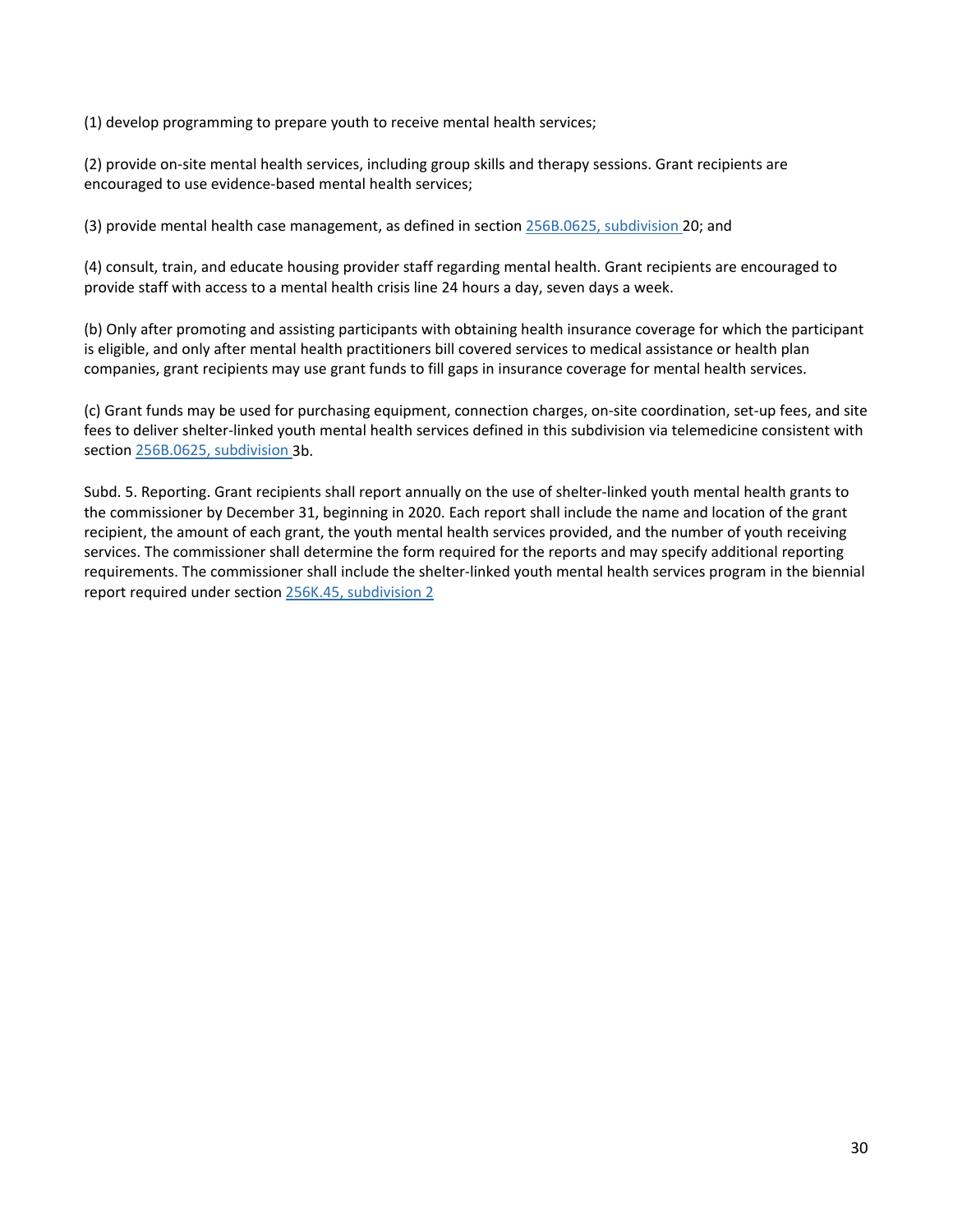(1) develop programming to prepare youth to receive mental health services;

(2) provide on-site mental health services, including group skills and therapy sessions. Grant recipients are encouraged to use evidence-based mental health services;

(3) provide mental health case management, as defined in section 256B.0625, subdivision 20; and

(4) consult, train, and educate housing provider staff regarding mental health. Grant recipients are encouraged to provide staff with access to a mental health crisis line 24 hours a day, seven days a week.

(b) Only after promoting and assisting participants with obtaining health insurance coverage for which the participant is eligible, and only after mental health practitioners bill covered services to medical assistance or health plan companies, grant recipients may use grant funds to fill gaps in insurance coverage for mental health services.

(c) Grant funds may be used for purchasing equipment, connection charges, on-site coordination, set-up fees, and site fees to deliver shelter-linked youth mental health services defined in this subdivision via telemedicine consistent with section 256B.0625, subdivision 3b.

Subd. 5. Reporting. Grant recipients shall report annually on the use of shelter-linked youth mental health grants to the commissioner by December 31, beginning in 2020. Each report shall include the name and location of the grant recipient, the amount of each grant, the youth mental health services provided, and the number of youth receiving services. The commissioner shall determine the form required for the reports and may specify additional reporting requirements. The commissioner shall include the shelter-linked youth mental health services program in the biennial report required under section 256K.45, subdivision 2